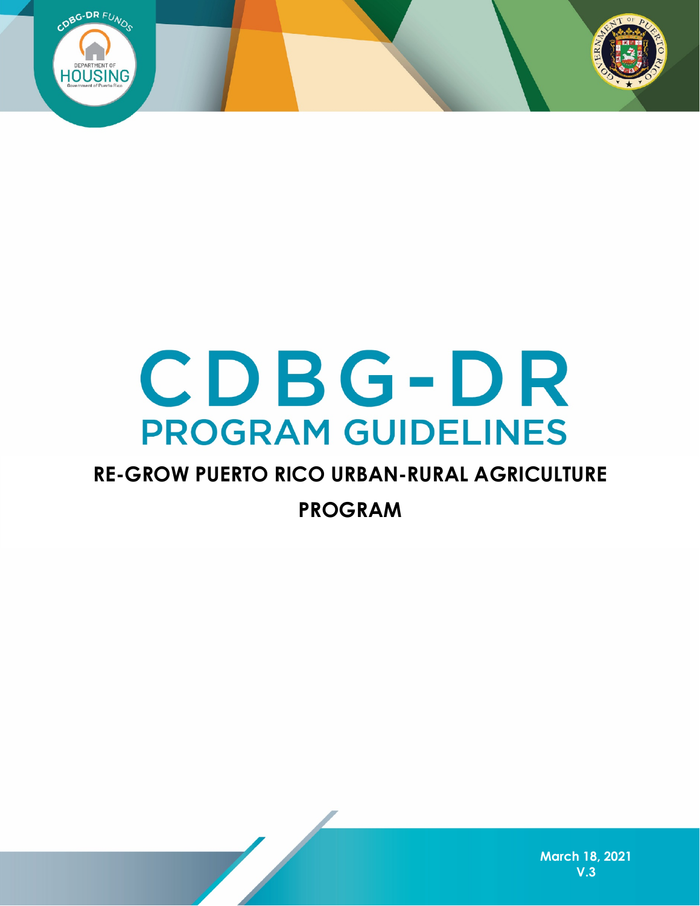# CDBG-DR

## PROGRAM GUIDELINES

### RE-GROW PUERTO RICO URBAN-RURAL AGRICULTURE PROGRAM

March 18, 2021

V.3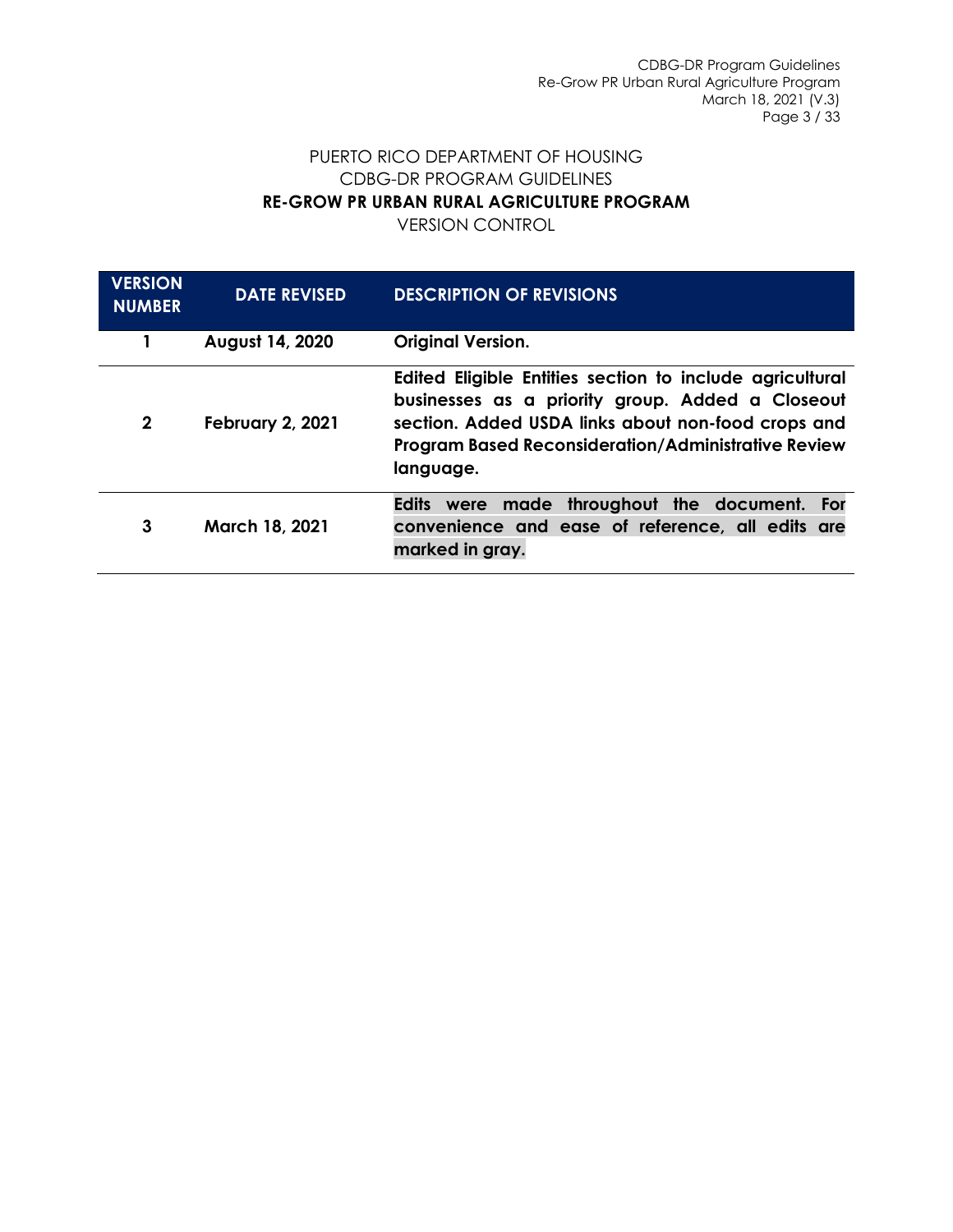PUERTO RICO DEPARTMENT OF HOUSING
CDBG-DR PROGRAM GUIDELINES
**RE-GROW PR URBAN RURAL AGRICULTURE PROGRAM**
VERSION CONTROL

| VERSION NUMBER | DATE REVISED | DESCRIPTION OF REVISIONS |
|---|---|---|
| 1 | August 14, 2020 | Original Version. |
| 2 | February 2, 2021 | Edited Eligible Entities section to include agricultural businesses as a priority group. Added a Closeout section. Added USDA links about non-food crops and Program Based Reconsideration/Administrative Review language. |
| 3 | March 18, 2021 | Edits were made throughout the document. For convenience and ease of reference, all edits are marked in gray. |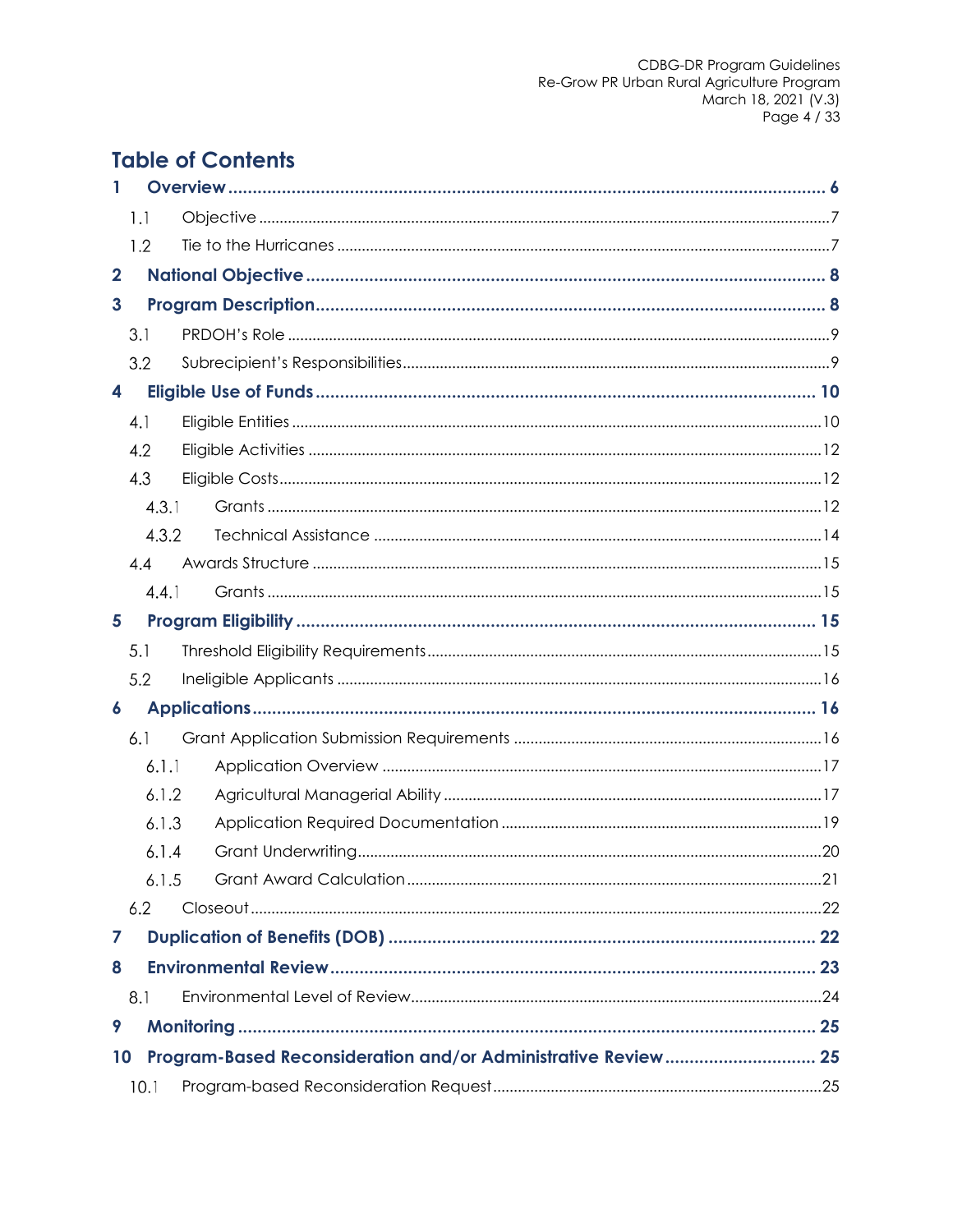# Table of Contents

**1 Overview** ........................................................................................................ **6**

- 1.1 Objective ........................................................................................................7
- 1.2 Tie to the Hurricanes ........................................................................................7

**2 National Objective** ........................................................................................ **8**

**3 Program Description** ...................................................................................... **8**

- 3.1 PRDOH's Role ..................................................................................................9
- 3.2 Subrecipient's Responsibilities .........................................................................9

**4 Eligible Use of Funds** .................................................................................... **10**

- 4.1 Eligible Entities ...............................................................................................10
- 4.2 Eligible Activities ............................................................................................12
- 4.3 Eligible Costs ..................................................................................................12
  - 4.3.1 Grants .....................................................................................................12
  - 4.3.2 Technical Assistance ...............................................................................14
- 4.4 Awards Structure ............................................................................................15
  - 4.4.1 Grants .....................................................................................................15

**5 Program Eligibility** ......................................................................................... **15**

- 5.1 Threshold Eligibility Requirements ..................................................................15
- 5.2 Ineligible Applicants .......................................................................................16

**6 Applications** ................................................................................................... **16**

- 6.1 Grant Application Submission Requirements ..................................................16
  - 6.1.1 Application Overview .............................................................................17
  - 6.1.2 Agricultural Managerial Ability ..............................................................17
  - 6.1.3 Application Required Documentation ....................................................19
  - 6.1.4 Grant Underwriting .................................................................................20
  - 6.1.5 Grant Award Calculation ........................................................................21
- 6.2 Closeout ..........................................................................................................22

**7 Duplication of Benefits (DOB)** ...................................................................... **22**

**8 Environmental Review** .................................................................................. **23**

- 8.1 Environmental Level of Review .......................................................................24

**9 Monitoring** ..................................................................................................... **25**

**10 Program-Based Reconsideration and/or Administrative Review** ............ **25**

- 10.1 Program-based Reconsideration Request .....................................................25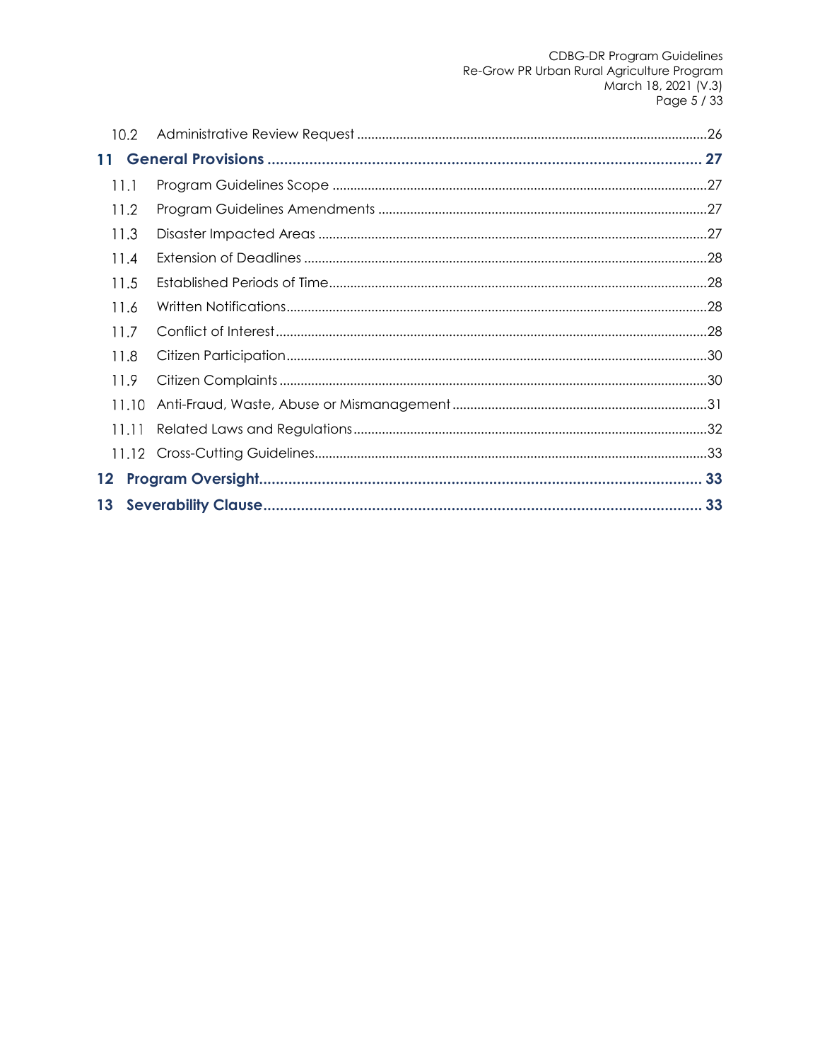| | | |
|---|---|---|
| 10.2 | Administrative Review Request | 26 |
| **11** | **General Provisions** | **27** |
| 11.1 | Program Guidelines Scope | 27 |
| 11.2 | Program Guidelines Amendments | 27 |
| 11.3 | Disaster Impacted Areas | 27 |
| 11.4 | Extension of Deadlines | 28 |
| 11.5 | Established Periods of Time | 28 |
| 11.6 | Written Notifications | 28 |
| 11.7 | Conflict of Interest | 28 |
| 11.8 | Citizen Participation | 30 |
| 11.9 | Citizen Complaints | 30 |
| 11.10 | Anti-Fraud, Waste, Abuse or Mismanagement | 31 |
| 11.11 | Related Laws and Regulations | 32 |
| 11.12 | Cross-Cutting Guidelines | 33 |
| **12** | **Program Oversight** | **33** |
| **13** | **Severability Clause** | **33** |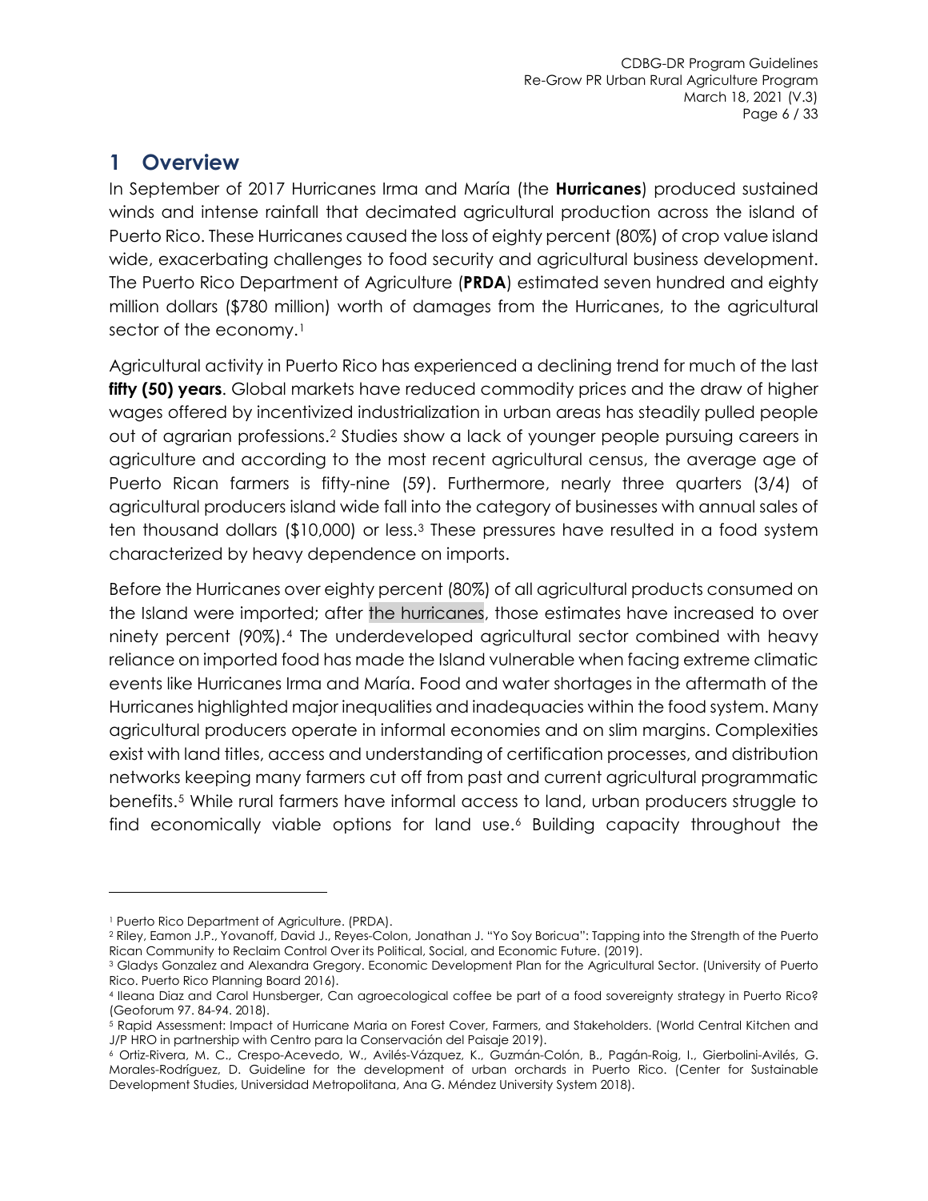# 1 Overview

In September of 2017 Hurricanes Irma and María (the **Hurricanes**) produced sustained winds and intense rainfall that decimated agricultural production across the island of Puerto Rico. These Hurricanes caused the loss of eighty percent (80%) of crop value island wide, exacerbating challenges to food security and agricultural business development. The Puerto Rico Department of Agriculture (**PRDA**) estimated seven hundred and eighty million dollars ($780 million) worth of damages from the Hurricanes, to the agricultural sector of the economy.[1]

Agricultural activity in Puerto Rico has experienced a declining trend for much of the last **fifty (50) years**. Global markets have reduced commodity prices and the draw of higher wages offered by incentivized industrialization in urban areas has steadily pulled people out of agrarian professions.[2] Studies show a lack of younger people pursuing careers in agriculture and according to the most recent agricultural census, the average age of Puerto Rican farmers is fifty-nine (59). Furthermore, nearly three quarters (3/4) of agricultural producers island wide fall into the category of businesses with annual sales of ten thousand dollars ($10,000) or less.[3] These pressures have resulted in a food system characterized by heavy dependence on imports.

Before the Hurricanes over eighty percent (80%) of all agricultural products consumed on the Island were imported; after the hurricanes, those estimates have increased to over ninety percent (90%).[4] The underdeveloped agricultural sector combined with heavy reliance on imported food has made the Island vulnerable when facing extreme climatic events like Hurricanes Irma and María. Food and water shortages in the aftermath of the Hurricanes highlighted major inequalities and inadequacies within the food system. Many agricultural producers operate in informal economies and on slim margins. Complexities exist with land titles, access and understanding of certification processes, and distribution networks keeping many farmers cut off from past and current agricultural programmatic benefits.[5] While rural farmers have informal access to land, urban producers struggle to find economically viable options for land use.[6] Building capacity throughout the

---

[1] Puerto Rico Department of Agriculture. (PRDA).

[2] Riley, Eamon J.P., Yovanoff, David J., Reyes-Colon, Jonathan J. "Yo Soy Boricua": Tapping into the Strength of the Puerto Rican Community to Reclaim Control Over its Political, Social, and Economic Future. (2019).

[3] Gladys Gonzalez and Alexandra Gregory. Economic Development Plan for the Agricultural Sector. (University of Puerto Rico. Puerto Rico Planning Board 2016).

[4] Ileana Diaz and Carol Hunsberger, Can agroecological coffee be part of a food sovereignty strategy in Puerto Rico? (Geoforum 97. 84-94. 2018).

[5] Rapid Assessment: Impact of Hurricane Maria on Forest Cover, Farmers, and Stakeholders. (World Central Kitchen and J/P HRO in partnership with Centro para la Conservación del Paisaje 2019).

[6] Ortiz-Rivera, M. C., Crespo-Acevedo, W., Avilés-Vázquez, K., Guzmán-Colón, B., Pagán-Roig, I., Gierbolini-Avilés, G. Morales-Rodríguez, D. Guideline for the development of urban orchards in Puerto Rico. (Center for Sustainable Development Studies, Universidad Metropolitana, Ana G. Méndez University System 2018).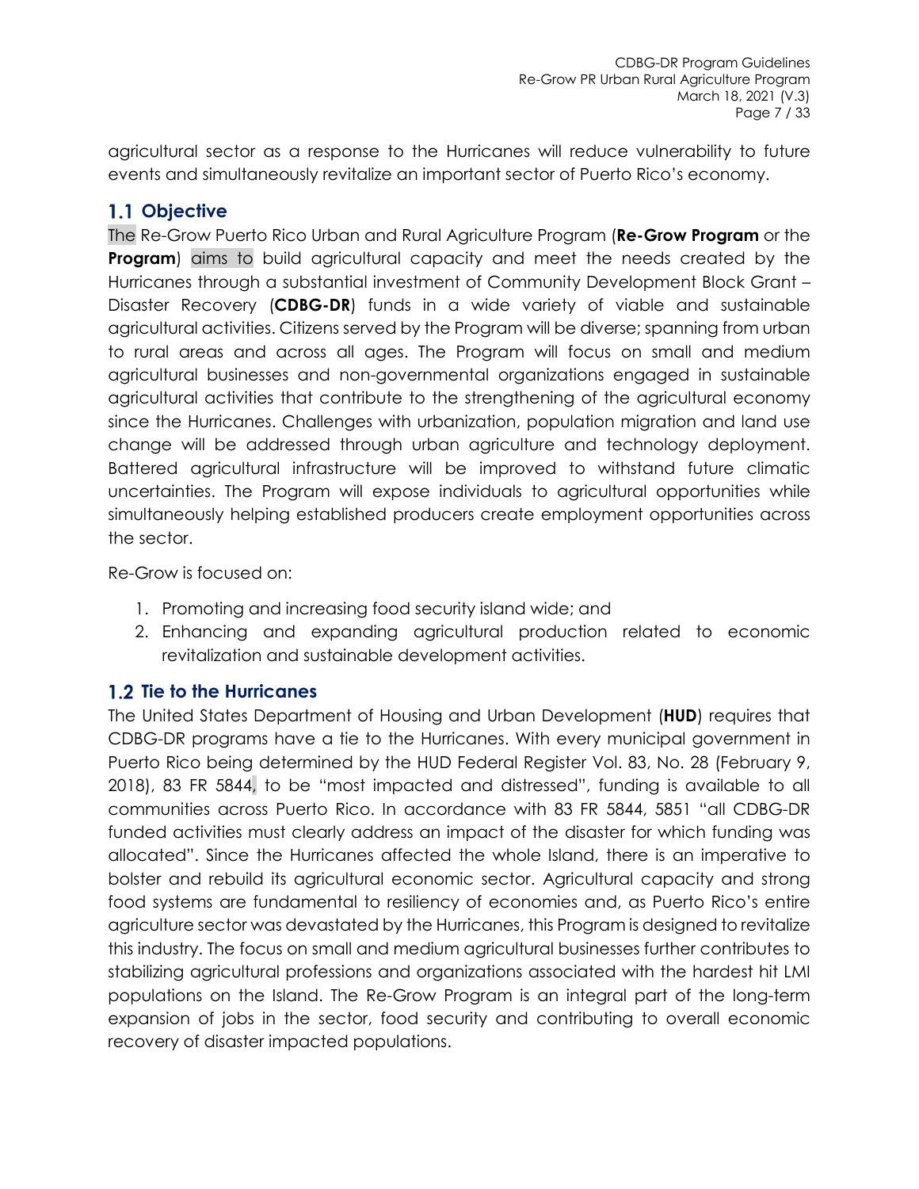agricultural sector as a response to the Hurricanes will reduce vulnerability to future events and simultaneously revitalize an important sector of Puerto Rico's economy.

## 1.1 Objective

The Re-Grow Puerto Rico Urban and Rural Agriculture Program (**Re-Grow Program** or the **Program**) aims to build agricultural capacity and meet the needs created by the Hurricanes through a substantial investment of Community Development Block Grant – Disaster Recovery (**CDBG-DR**) funds in a wide variety of viable and sustainable agricultural activities. Citizens served by the Program will be diverse; spanning from urban to rural areas and across all ages. The Program will focus on small and medium agricultural businesses and non-governmental organizations engaged in sustainable agricultural activities that contribute to the strengthening of the agricultural economy since the Hurricanes. Challenges with urbanization, population migration and land use change will be addressed through urban agriculture and technology deployment. Battered agricultural infrastructure will be improved to withstand future climatic uncertainties. The Program will expose individuals to agricultural opportunities while simultaneously helping established producers create employment opportunities across the sector.

Re-Grow is focused on:

1. Promoting and increasing food security island wide; and
2. Enhancing and expanding agricultural production related to economic revitalization and sustainable development activities.

## 1.2 Tie to the Hurricanes

The United States Department of Housing and Urban Development (**HUD**) requires that CDBG-DR programs have a tie to the Hurricanes. With every municipal government in Puerto Rico being determined by the HUD Federal Register Vol. 83, No. 28 (February 9, 2018), 83 FR 5844, to be "most impacted and distressed", funding is available to all communities across Puerto Rico. In accordance with 83 FR 5844, 5851 "all CDBG-DR funded activities must clearly address an impact of the disaster for which funding was allocated". Since the Hurricanes affected the whole Island, there is an imperative to bolster and rebuild its agricultural economic sector. Agricultural capacity and strong food systems are fundamental to resiliency of economies and, as Puerto Rico's entire agriculture sector was devastated by the Hurricanes, this Program is designed to revitalize this industry. The focus on small and medium agricultural businesses further contributes to stabilizing agricultural professions and organizations associated with the hardest hit LMI populations on the Island. The Re-Grow Program is an integral part of the long-term expansion of jobs in the sector, food security and contributing to overall economic recovery of disaster impacted populations.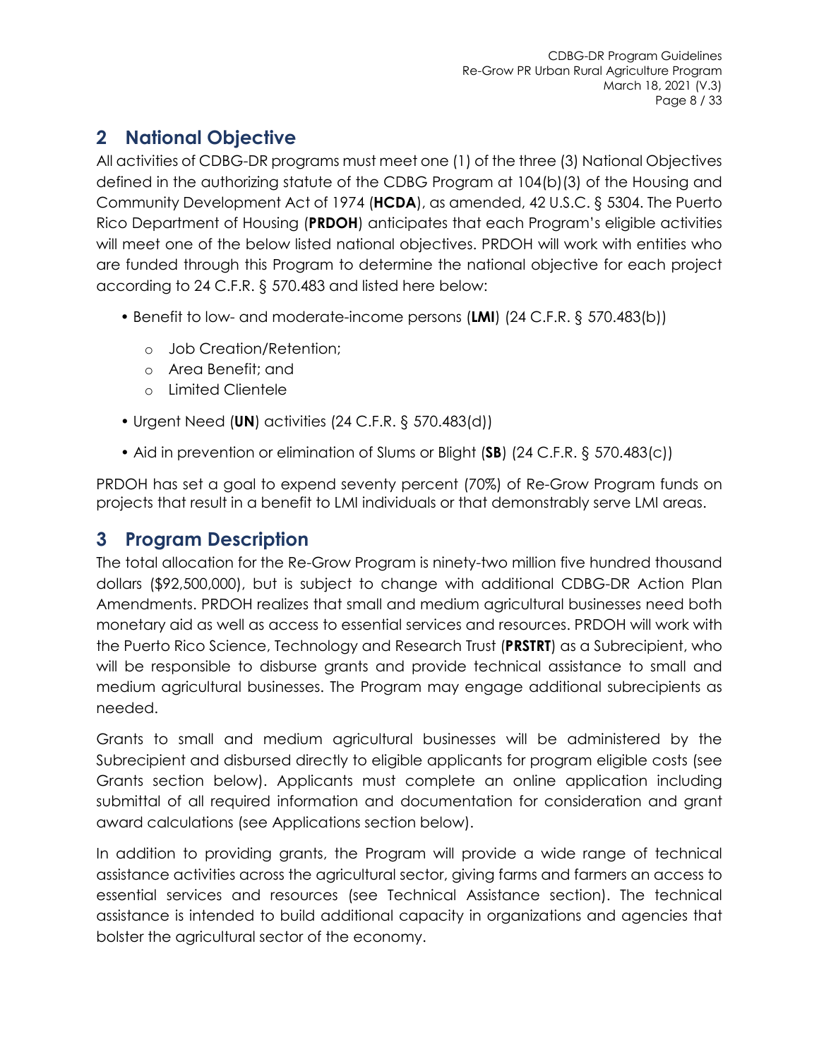## 2 National Objective

All activities of CDBG-DR programs must meet one (1) of the three (3) National Objectives defined in the authorizing statute of the CDBG Program at 104(b)(3) of the Housing and Community Development Act of 1974 (**HCDA**), as amended, 42 U.S.C. § 5304. The Puerto Rico Department of Housing (**PRDOH**) anticipates that each Program's eligible activities will meet one of the below listed national objectives. PRDOH will work with entities who are funded through this Program to determine the national objective for each project according to 24 C.F.R. § 570.483 and listed here below:

- Benefit to low- and moderate-income persons (**LMI**) (24 C.F.R. § 570.483(b))
    - Job Creation/Retention;
    - Area Benefit; and
    - Limited Clientele
- Urgent Need (**UN**) activities (24 C.F.R. § 570.483(d))
- Aid in prevention or elimination of Slums or Blight (**SB**) (24 C.F.R. § 570.483(c))

PRDOH has set a goal to expend seventy percent (70%) of Re-Grow Program funds on projects that result in a benefit to LMI individuals or that demonstrably serve LMI areas.

## 3 Program Description

The total allocation for the Re-Grow Program is ninety-two million five hundred thousand dollars ($92,500,000), but is subject to change with additional CDBG-DR Action Plan Amendments. PRDOH realizes that small and medium agricultural businesses need both monetary aid as well as access to essential services and resources. PRDOH will work with the Puerto Rico Science, Technology and Research Trust (**PRSTRT**) as a Subrecipient, who will be responsible to disburse grants and provide technical assistance to small and medium agricultural businesses. The Program may engage additional subrecipients as needed.

Grants to small and medium agricultural businesses will be administered by the Subrecipient and disbursed directly to eligible applicants for program eligible costs (see Grants section below). Applicants must complete an online application including submittal of all required information and documentation for consideration and grant award calculations (see Applications section below).

In addition to providing grants, the Program will provide a wide range of technical assistance activities across the agricultural sector, giving farms and farmers an access to essential services and resources (see Technical Assistance section). The technical assistance is intended to build additional capacity in organizations and agencies that bolster the agricultural sector of the economy.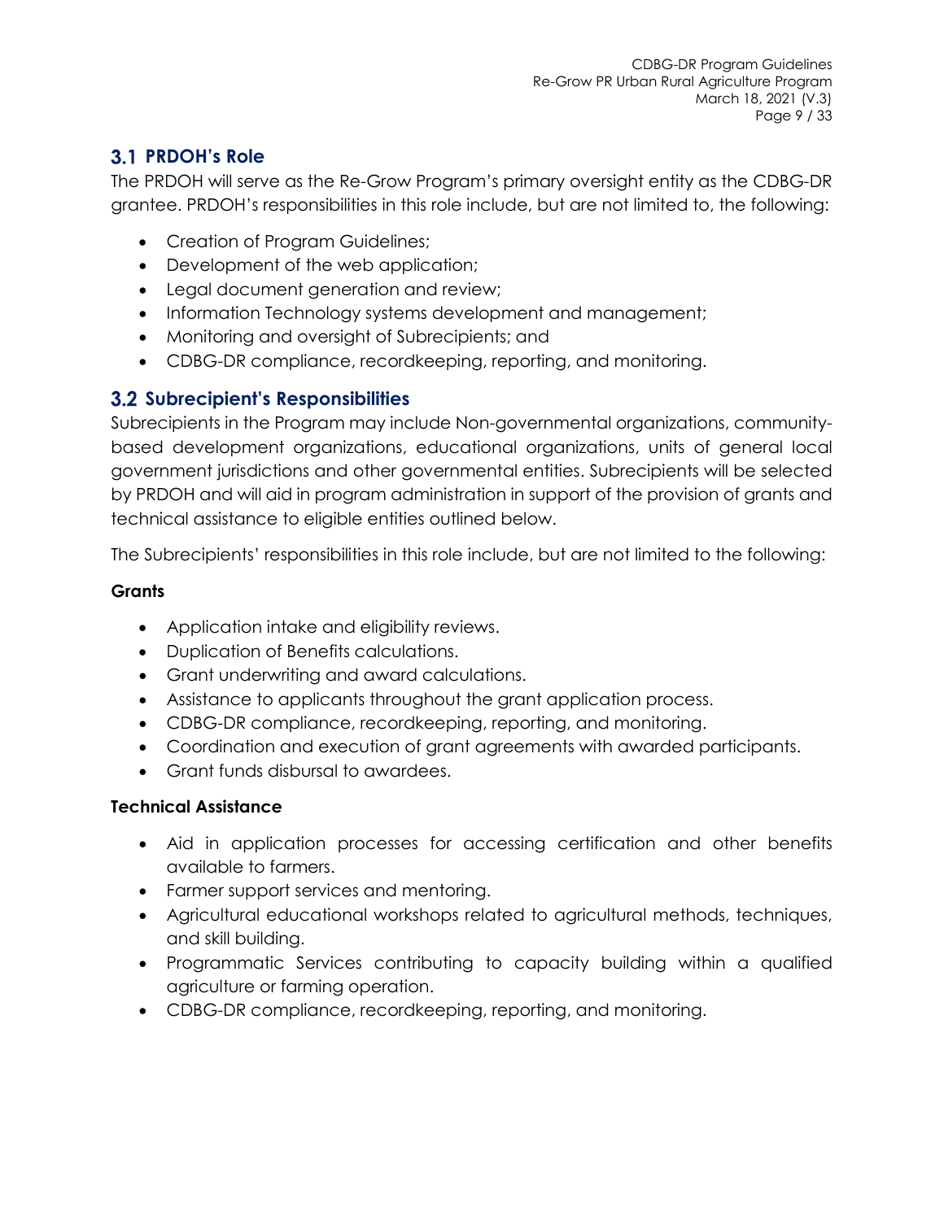## 3.1 PRDOH's Role

The PRDOH will serve as the Re-Grow Program's primary oversight entity as the CDBG-DR grantee. PRDOH's responsibilities in this role include, but are not limited to, the following:

- Creation of Program Guidelines;
- Development of the web application;
- Legal document generation and review;
- Information Technology systems development and management;
- Monitoring and oversight of Subrecipients; and
- CDBG-DR compliance, recordkeeping, reporting, and monitoring.

## 3.2 Subrecipient's Responsibilities

Subrecipients in the Program may include Non-governmental organizations, community-based development organizations, educational organizations, units of general local government jurisdictions and other governmental entities. Subrecipients will be selected by PRDOH and will aid in program administration in support of the provision of grants and technical assistance to eligible entities outlined below.

The Subrecipients' responsibilities in this role include, but are not limited to the following:

**Grants**

- Application intake and eligibility reviews.
- Duplication of Benefits calculations.
- Grant underwriting and award calculations.
- Assistance to applicants throughout the grant application process.
- CDBG-DR compliance, recordkeeping, reporting, and monitoring.
- Coordination and execution of grant agreements with awarded participants.
- Grant funds disbursal to awardees.

**Technical Assistance**

- Aid in application processes for accessing certification and other benefits available to farmers.
- Farmer support services and mentoring.
- Agricultural educational workshops related to agricultural methods, techniques, and skill building.
- Programmatic Services contributing to capacity building within a qualified agriculture or farming operation.
- CDBG-DR compliance, recordkeeping, reporting, and monitoring.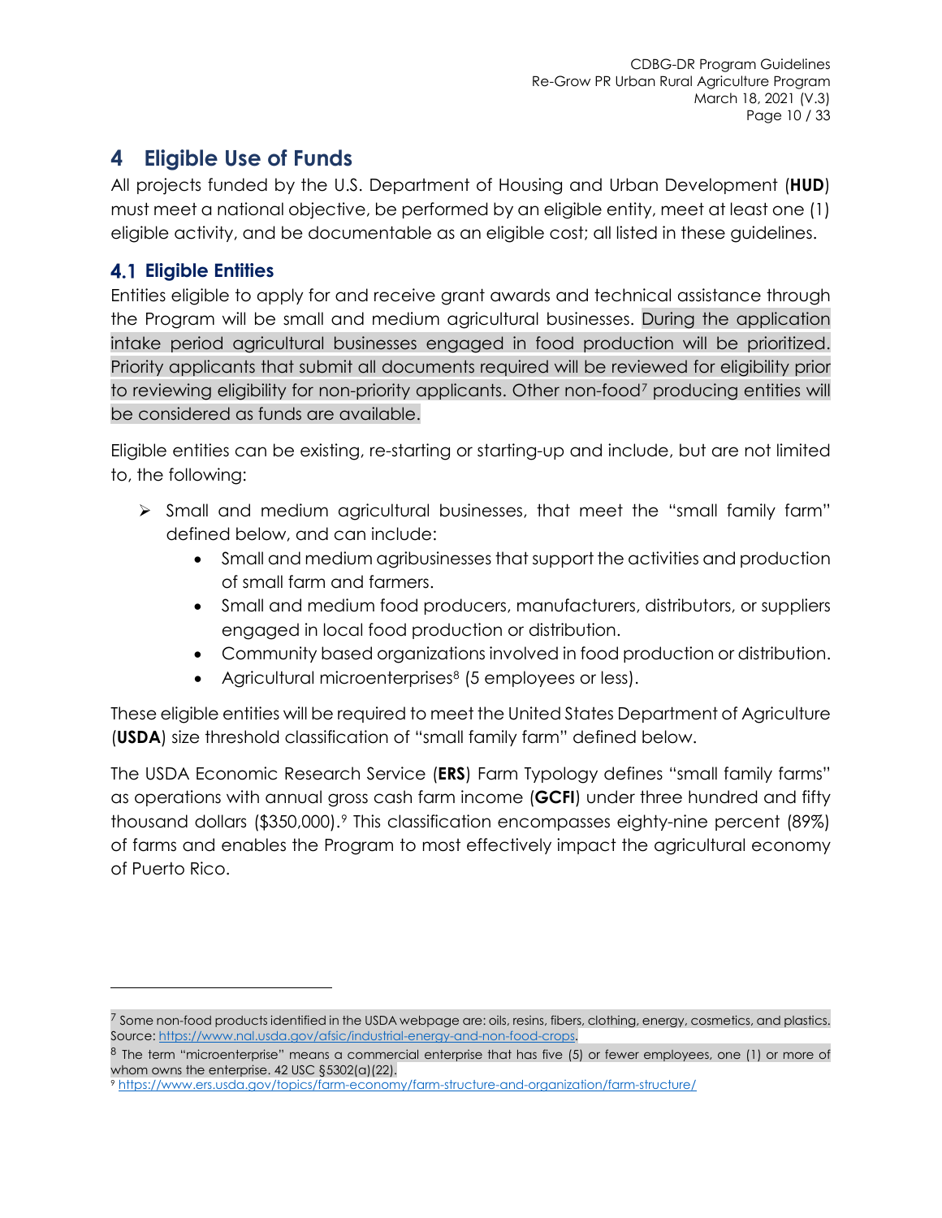# 4 Eligible Use of Funds

All projects funded by the U.S. Department of Housing and Urban Development (**HUD**) must meet a national objective, be performed by an eligible entity, meet at least one (1) eligible activity, and be documentable as an eligible cost; all listed in these guidelines.

## 4.1 Eligible Entities

Entities eligible to apply for and receive grant awards and technical assistance through the Program will be small and medium agricultural businesses. During the application intake period agricultural businesses engaged in food production will be prioritized. Priority applicants that submit all documents required will be reviewed for eligibility prior to reviewing eligibility for non-priority applicants. Other non-food[7] producing entities will be considered as funds are available.

Eligible entities can be existing, re-starting or starting-up and include, but are not limited to, the following:

- Small and medium agricultural businesses, that meet the "small family farm" defined below, and can include:
  - Small and medium agribusinesses that support the activities and production of small farm and farmers.
  - Small and medium food producers, manufacturers, distributors, or suppliers engaged in local food production or distribution.
  - Community based organizations involved in food production or distribution.
  - Agricultural microenterprises[8] (5 employees or less).

These eligible entities will be required to meet the United States Department of Agriculture (**USDA**) size threshold classification of "small family farm" defined below.

The USDA Economic Research Service (**ERS**) Farm Typology defines "small family farms" as operations with annual gross cash farm income (**GCFI**) under three hundred and fifty thousand dollars ($350,000).[9] This classification encompasses eighty-nine percent (89%) of farms and enables the Program to most effectively impact the agricultural economy of Puerto Rico.

---

[7] Some non-food products identified in the USDA webpage are: oils, resins, fibers, clothing, energy, cosmetics, and plastics. Source: https://www.nal.usda.gov/afsic/industrial-energy-and-non-food-crops.

[8] The term "microenterprise" means a commercial enterprise that has five (5) or fewer employees, one (1) or more of whom owns the enterprise. 42 USC §5302(a)(22).

[9] https://www.ers.usda.gov/topics/farm-economy/farm-structure-and-organization/farm-structure/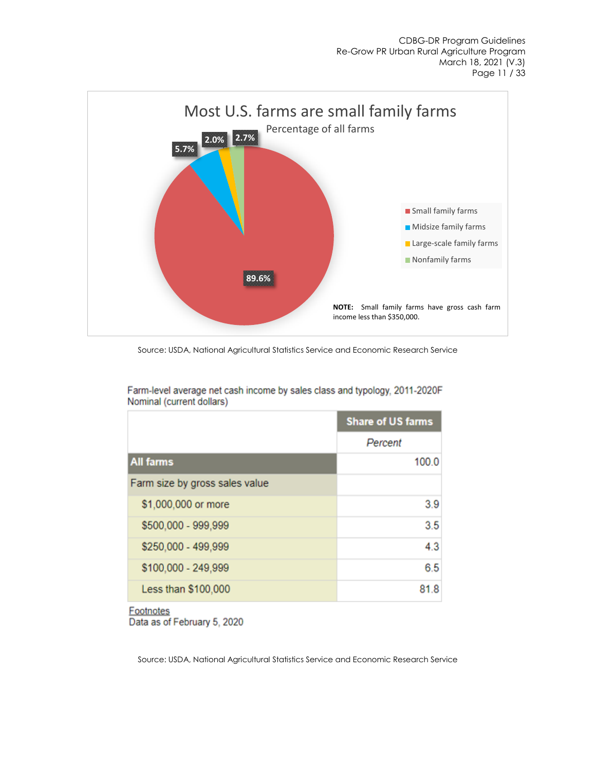## Most U.S. farms are small family farms

Percentage of all farms

| Category | Percentage |
|---|---|
| Small family farms | 89.6% |
| Midsize family farms | 5.7% |
| Large-scale family farms | 2.0% |
| Nonfamily farms | 2.7% |

**NOTE:** Small family farms have gross cash farm income less than $350,000.

Source: USDA, National Agricultural Statistics Service and Economic Research Service

Farm-level average net cash income by sales class and typology, 2011-2020F
Nominal (current dollars)

| | Share of US farms |
|---|---|
| | *Percent* |
| **All farms** | 100.0 |
| Farm size by gross sales value | |
| $1,000,000 or more | 3.9 |
| $500,000 - 999,999 | 3.5 |
| $250,000 - 499,999 | 4.3 |
| $100,000 - 249,999 | 6.5 |
| Less than $100,000 | 81.8 |

Footnotes
Data as of February 5, 2020

Source: USDA, National Agricultural Statistics Service and Economic Research Service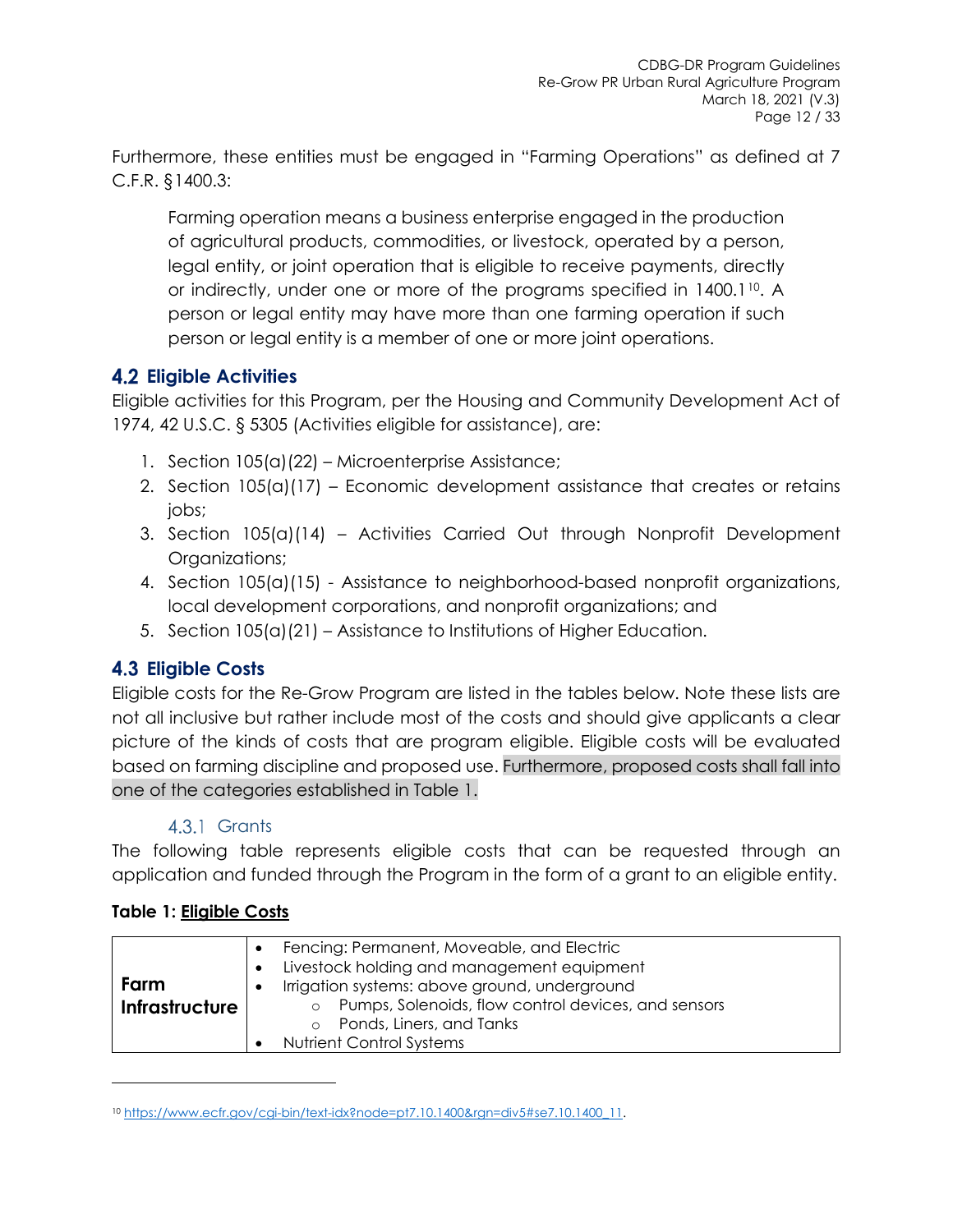Furthermore, these entities must be engaged in "Farming Operations" as defined at 7 C.F.R. §1400.3:

> Farming operation means a business enterprise engaged in the production of agricultural products, commodities, or livestock, operated by a person, legal entity, or joint operation that is eligible to receive payments, directly or indirectly, under one or more of the programs specified in 1400.1[10]. A person or legal entity may have more than one farming operation if such person or legal entity is a member of one or more joint operations.

## 4.2 Eligible Activities

Eligible activities for this Program, per the Housing and Community Development Act of 1974, 42 U.S.C. § 5305 (Activities eligible for assistance), are:

1. Section 105(a)(22) – Microenterprise Assistance;
2. Section 105(a)(17) – Economic development assistance that creates or retains jobs;
3. Section 105(a)(14) – Activities Carried Out through Nonprofit Development Organizations;
4. Section 105(a)(15) - Assistance to neighborhood-based nonprofit organizations, local development corporations, and nonprofit organizations; and
5. Section 105(a)(21) – Assistance to Institutions of Higher Education.

## 4.3 Eligible Costs

Eligible costs for the Re-Grow Program are listed in the tables below. Note these lists are not all inclusive but rather include most of the costs and should give applicants a clear picture of the kinds of costs that are program eligible. Eligible costs will be evaluated based on farming discipline and proposed use. Furthermore, proposed costs shall fall into one of the categories established in Table 1.

### 4.3.1 Grants

The following table represents eligible costs that can be requested through an application and funded through the Program in the form of a grant to an eligible entity.

**Table 1: Eligible Costs**

| | |
|---|---|
| **Farm Infrastructure** | • Fencing: Permanent, Moveable, and Electric<br>• Livestock holding and management equipment<br>• Irrigation systems: above ground, underground<br>&nbsp;&nbsp;&nbsp;&nbsp;○ Pumps, Solenoids, flow control devices, and sensors<br>&nbsp;&nbsp;&nbsp;&nbsp;○ Ponds, Liners, and Tanks<br>• Nutrient Control Systems |

[10] https://www.ecfr.gov/cgi-bin/text-idx?node=pt7.10.1400&rgn=div5#se7.10.1400_11.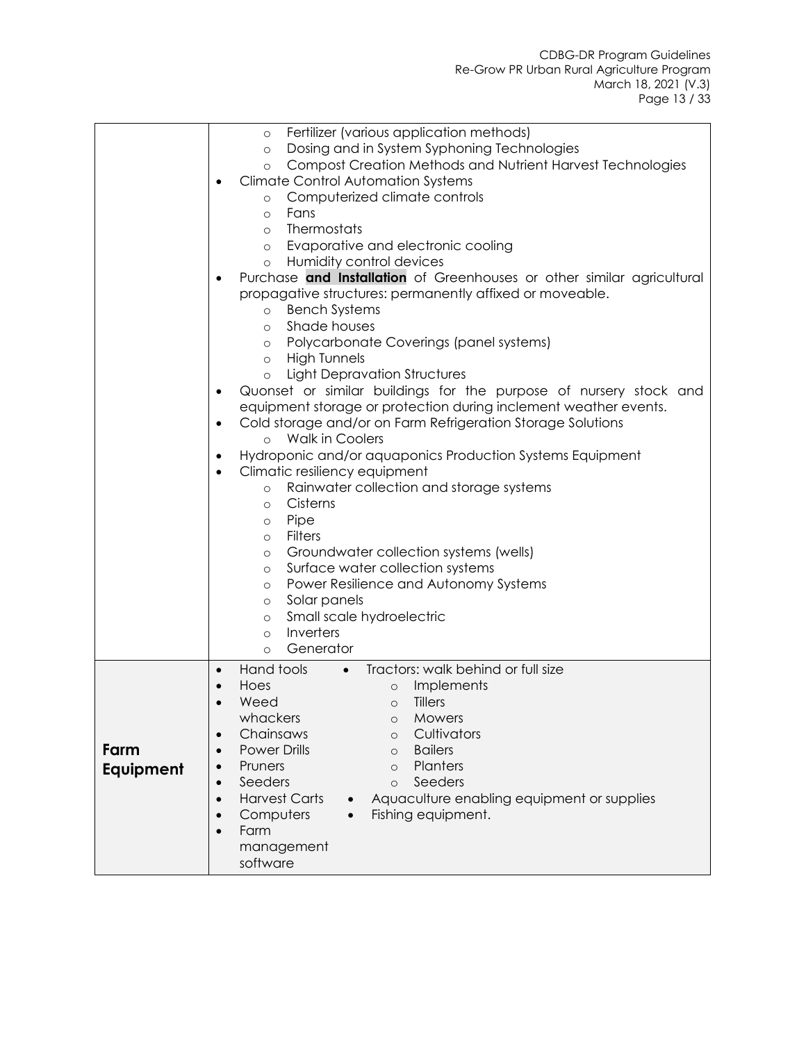| | |
|---|---|
| | ○ Fertilizer (various application methods)<br>○ Dosing and in System Syphoning Technologies<br>○ Compost Creation Methods and Nutrient Harvest Technologies<br>• Climate Control Automation Systems<br>○ Computerized climate controls<br>○ Fans<br>○ Thermostats<br>○ Evaporative and electronic cooling<br>○ Humidity control devices<br>• Purchase **and Installation** of Greenhouses or other similar agricultural propagative structures: permanently affixed or moveable.<br>○ Bench Systems<br>○ Shade houses<br>○ Polycarbonate Coverings (panel systems)<br>○ High Tunnels<br>○ Light Depravation Structures<br>• Quonset or similar buildings for the purpose of nursery stock and equipment storage or protection during inclement weather events.<br>• Cold storage and/or on Farm Refrigeration Storage Solutions<br>○ Walk in Coolers<br>• Hydroponic and/or aquaponics Production Systems Equipment<br>• Climatic resiliency equipment<br>○ Rainwater collection and storage systems<br>○ Cisterns<br>○ Pipe<br>○ Filters<br>○ Groundwater collection systems (wells)<br>○ Surface water collection systems<br>○ Power Resilience and Autonomy Systems<br>○ Solar panels<br>○ Small scale hydroelectric<br>○ Inverters<br>○ Generator |
| **Farm Equipment** | • Hand tools<br>• Hoes<br>• Weed whackers<br>• Chainsaws<br>• Power Drills<br>• Pruners<br>• Seeders<br>• Harvest Carts<br>• Computers<br>• Farm management software<br>• Tractors: walk behind or full size<br>○ Implements<br>○ Tillers<br>○ Mowers<br>○ Cultivators<br>○ Bailers<br>○ Planters<br>○ Seeders<br>• Aquaculture enabling equipment or supplies<br>• Fishing equipment. |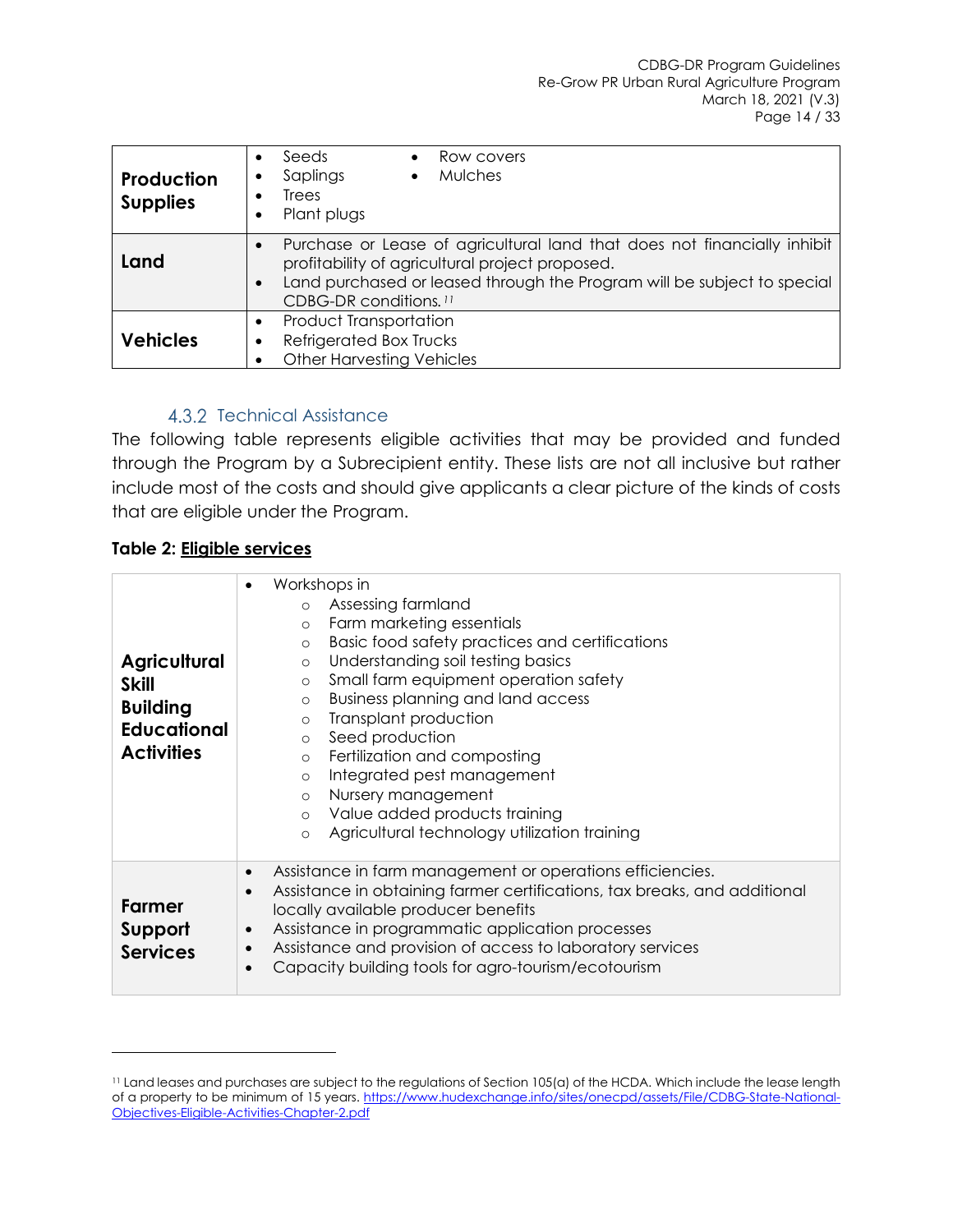| | |
|---|---|
| **Production Supplies** | • Seeds<br>• Saplings<br>• Trees<br>• Plant plugs<br>• Row covers<br>• Mulches |
| **Land** | • Purchase or Lease of agricultural land that does not financially inhibit profitability of agricultural project proposed.<br>• Land purchased or leased through the Program will be subject to special CDBG-DR conditions.[11] |
| **Vehicles** | • Product Transportation<br>• Refrigerated Box Trucks<br>• Other Harvesting Vehicles |

### 4.3.2 Technical Assistance

The following table represents eligible activities that may be provided and funded through the Program by a Subrecipient entity. These lists are not all inclusive but rather include most of the costs and should give applicants a clear picture of the kinds of costs that are eligible under the Program.

**Table 2: Eligible services**

| | |
|---|---|
| **Agricultural Skill Building Educational Activities** | • Workshops in<br>&nbsp;&nbsp;&nbsp;&nbsp;o Assessing farmland<br>&nbsp;&nbsp;&nbsp;&nbsp;o Farm marketing essentials<br>&nbsp;&nbsp;&nbsp;&nbsp;o Basic food safety practices and certifications<br>&nbsp;&nbsp;&nbsp;&nbsp;o Understanding soil testing basics<br>&nbsp;&nbsp;&nbsp;&nbsp;o Small farm equipment operation safety<br>&nbsp;&nbsp;&nbsp;&nbsp;o Business planning and land access<br>&nbsp;&nbsp;&nbsp;&nbsp;o Transplant production<br>&nbsp;&nbsp;&nbsp;&nbsp;o Seed production<br>&nbsp;&nbsp;&nbsp;&nbsp;o Fertilization and composting<br>&nbsp;&nbsp;&nbsp;&nbsp;o Integrated pest management<br>&nbsp;&nbsp;&nbsp;&nbsp;o Nursery management<br>&nbsp;&nbsp;&nbsp;&nbsp;o Value added products training<br>&nbsp;&nbsp;&nbsp;&nbsp;o Agricultural technology utilization training |
| **Farmer Support Services** | • Assistance in farm management or operations efficiencies.<br>• Assistance in obtaining farmer certifications, tax breaks, and additional locally available producer benefits<br>• Assistance in programmatic application processes<br>• Assistance and provision of access to laboratory services<br>• Capacity building tools for agro-tourism/ecotourism |

[11] Land leases and purchases are subject to the regulations of Section 105(a) of the HCDA. Which include the lease length of a property to be minimum of 15 years. https://www.hudexchange.info/sites/onecpd/assets/File/CDBG-State-National-Objectives-Eligible-Activities-Chapter-2.pdf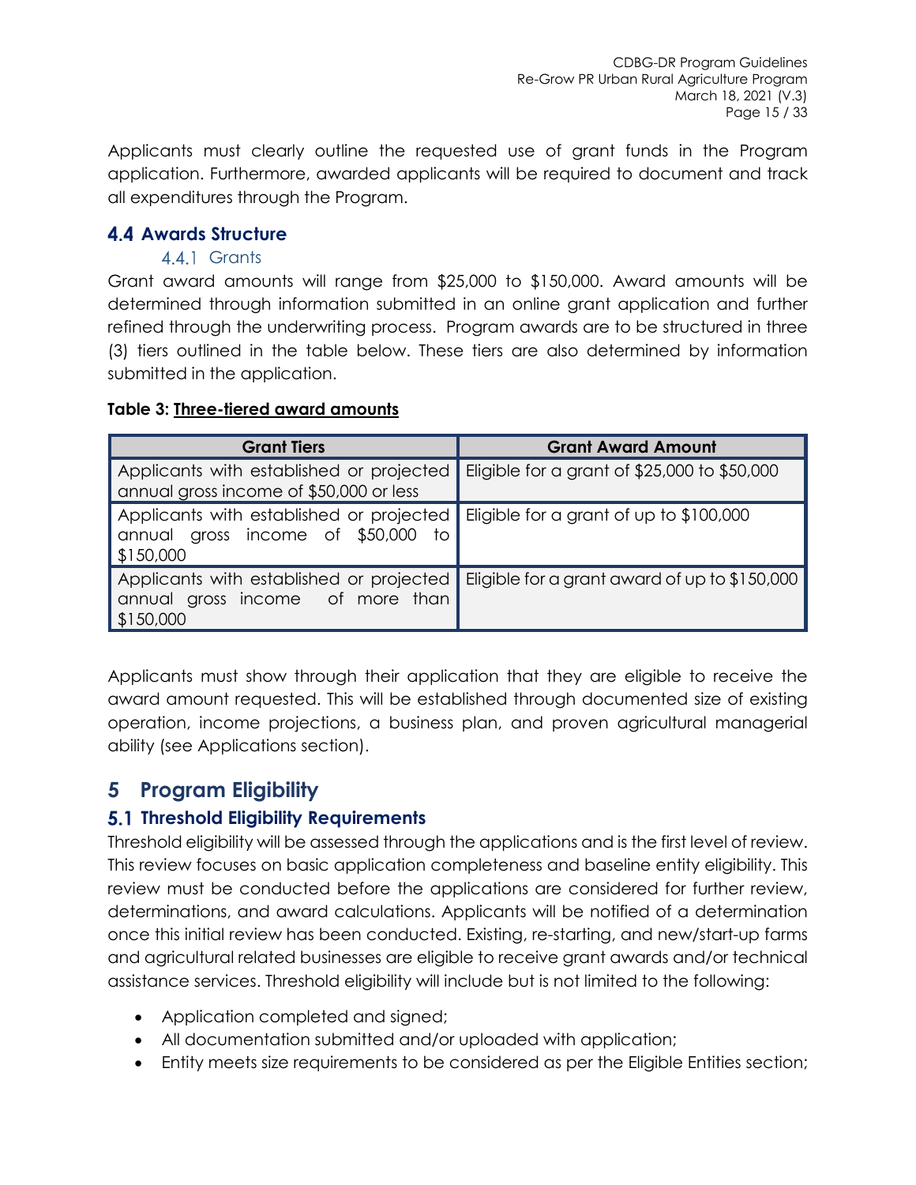Applicants must clearly outline the requested use of grant funds in the Program application. Furthermore, awarded applicants will be required to document and track all expenditures through the Program.

## 4.4 Awards Structure

### 4.4.1 Grants

Grant award amounts will range from $25,000 to $150,000. Award amounts will be determined through information submitted in an online grant application and further refined through the underwriting process. Program awards are to be structured in three (3) tiers outlined in the table below. These tiers are also determined by information submitted in the application.

**Table 3: Three-tiered award amounts**

| Grant Tiers | Grant Award Amount |
| --- | --- |
| Applicants with established or projected annual gross income of $50,000 or less | Eligible for a grant of $25,000 to $50,000 |
| Applicants with established or projected annual gross income of $50,000 to $150,000 | Eligible for a grant of up to $100,000 |
| Applicants with established or projected annual gross income of more than $150,000 | Eligible for a grant award of up to $150,000 |

Applicants must show through their application that they are eligible to receive the award amount requested. This will be established through documented size of existing operation, income projections, a business plan, and proven agricultural managerial ability (see Applications section).

# 5 Program Eligibility

## 5.1 Threshold Eligibility Requirements

Threshold eligibility will be assessed through the applications and is the first level of review. This review focuses on basic application completeness and baseline entity eligibility. This review must be conducted before the applications are considered for further review, determinations, and award calculations. Applicants will be notified of a determination once this initial review has been conducted. Existing, re-starting, and new/start-up farms and agricultural related businesses are eligible to receive grant awards and/or technical assistance services. Threshold eligibility will include but is not limited to the following:

- Application completed and signed;
- All documentation submitted and/or uploaded with application;
- Entity meets size requirements to be considered as per the Eligible Entities section;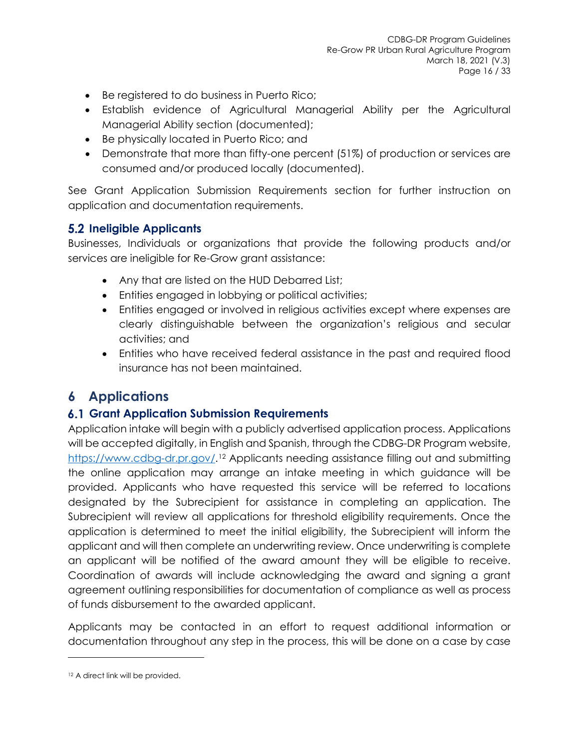- Be registered to do business in Puerto Rico;
- Establish evidence of Agricultural Managerial Ability per the Agricultural Managerial Ability section (documented);
- Be physically located in Puerto Rico; and
- Demonstrate that more than fifty-one percent (51%) of production or services are consumed and/or produced locally (documented).

See Grant Application Submission Requirements section for further instruction on application and documentation requirements.

### 5.2 Ineligible Applicants

Businesses, Individuals or organizations that provide the following products and/or services are ineligible for Re-Grow grant assistance:

- Any that are listed on the HUD Debarred List;
- Entities engaged in lobbying or political activities;
- Entities engaged or involved in religious activities except where expenses are clearly distinguishable between the organization's religious and secular activities; and
- Entities who have received federal assistance in the past and required flood insurance has not been maintained.

## 6 Applications

### 6.1 Grant Application Submission Requirements

Application intake will begin with a publicly advertised application process. Applications will be accepted digitally, in English and Spanish, through the CDBG-DR Program website, https://www.cdbg-dr.pr.gov/.[12] Applicants needing assistance filling out and submitting the online application may arrange an intake meeting in which guidance will be provided. Applicants who have requested this service will be referred to locations designated by the Subrecipient for assistance in completing an application. The Subrecipient will review all applications for threshold eligibility requirements. Once the application is determined to meet the initial eligibility, the Subrecipient will inform the applicant and will then complete an underwriting review. Once underwriting is complete an applicant will be notified of the award amount they will be eligible to receive. Coordination of awards will include acknowledging the award and signing a grant agreement outlining responsibilities for documentation of compliance as well as process of funds disbursement to the awarded applicant.

Applicants may be contacted in an effort to request additional information or documentation throughout any step in the process, this will be done on a case by case

[12] A direct link will be provided.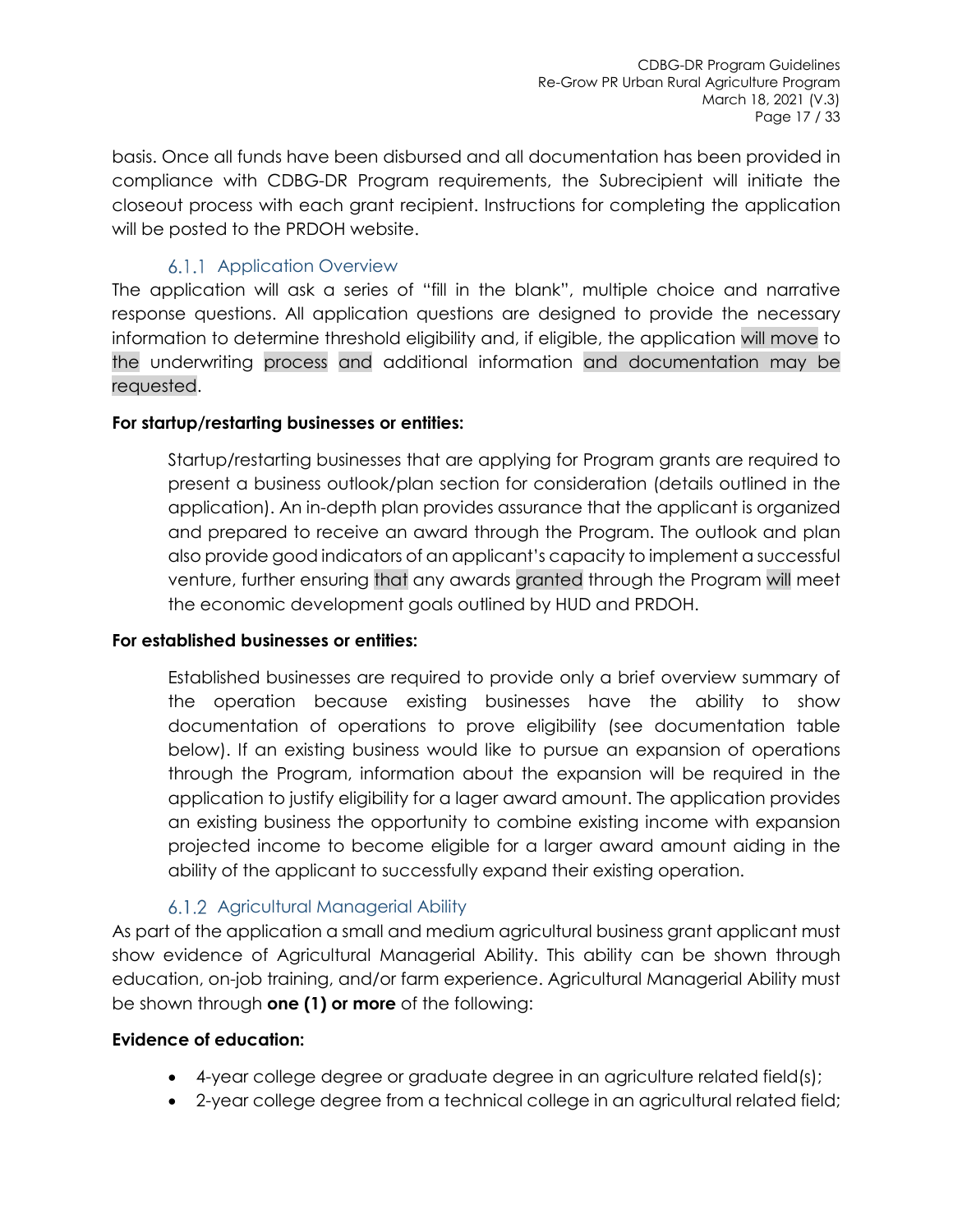basis. Once all funds have been disbursed and all documentation has been provided in compliance with CDBG-DR Program requirements, the Subrecipient will initiate the closeout process with each grant recipient. Instructions for completing the application will be posted to the PRDOH website.

#### 6.1.1 Application Overview

The application will ask a series of "fill in the blank", multiple choice and narrative response questions. All application questions are designed to provide the necessary information to determine threshold eligibility and, if eligible, the application will move to the underwriting process and additional information and documentation may be requested.

**For startup/restarting businesses or entities:**

> Startup/restarting businesses that are applying for Program grants are required to present a business outlook/plan section for consideration (details outlined in the application). An in-depth plan provides assurance that the applicant is organized and prepared to receive an award through the Program. The outlook and plan also provide good indicators of an applicant's capacity to implement a successful venture, further ensuring that any awards granted through the Program will meet the economic development goals outlined by HUD and PRDOH.

**For established businesses or entities:**

> Established businesses are required to provide only a brief overview summary of the operation because existing businesses have the ability to show documentation of operations to prove eligibility (see documentation table below). If an existing business would like to pursue an expansion of operations through the Program, information about the expansion will be required in the application to justify eligibility for a lager award amount. The application provides an existing business the opportunity to combine existing income with expansion projected income to become eligible for a larger award amount aiding in the ability of the applicant to successfully expand their existing operation.

#### 6.1.2 Agricultural Managerial Ability

As part of the application a small and medium agricultural business grant applicant must show evidence of Agricultural Managerial Ability. This ability can be shown through education, on-job training, and/or farm experience. Agricultural Managerial Ability must be shown through **one (1) or more** of the following:

**Evidence of education:**

- 4-year college degree or graduate degree in an agriculture related field(s);
- 2-year college degree from a technical college in an agricultural related field;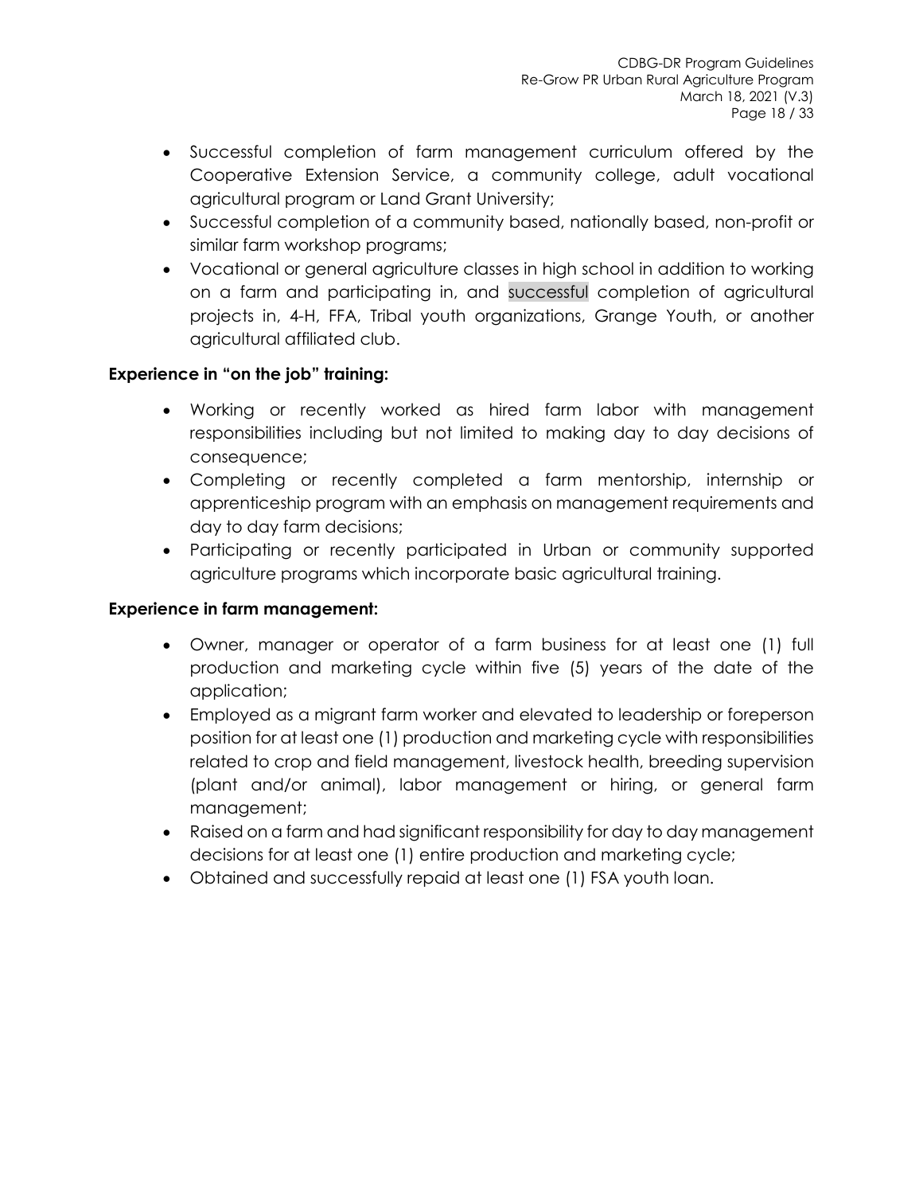- Successful completion of farm management curriculum offered by the Cooperative Extension Service, a community college, adult vocational agricultural program or Land Grant University;
- Successful completion of a community based, nationally based, non-profit or similar farm workshop programs;
- Vocational or general agriculture classes in high school in addition to working on a farm and participating in, and successful completion of agricultural projects in, 4-H, FFA, Tribal youth organizations, Grange Youth, or another agricultural affiliated club.

**Experience in "on the job" training:**

- Working or recently worked as hired farm labor with management responsibilities including but not limited to making day to day decisions of consequence;
- Completing or recently completed a farm mentorship, internship or apprenticeship program with an emphasis on management requirements and day to day farm decisions;
- Participating or recently participated in Urban or community supported agriculture programs which incorporate basic agricultural training.

**Experience in farm management:**

- Owner, manager or operator of a farm business for at least one (1) full production and marketing cycle within five (5) years of the date of the application;
- Employed as a migrant farm worker and elevated to leadership or foreperson position for at least one (1) production and marketing cycle with responsibilities related to crop and field management, livestock health, breeding supervision (plant and/or animal), labor management or hiring, or general farm management;
- Raised on a farm and had significant responsibility for day to day management decisions for at least one (1) entire production and marketing cycle;
- Obtained and successfully repaid at least one (1) FSA youth loan.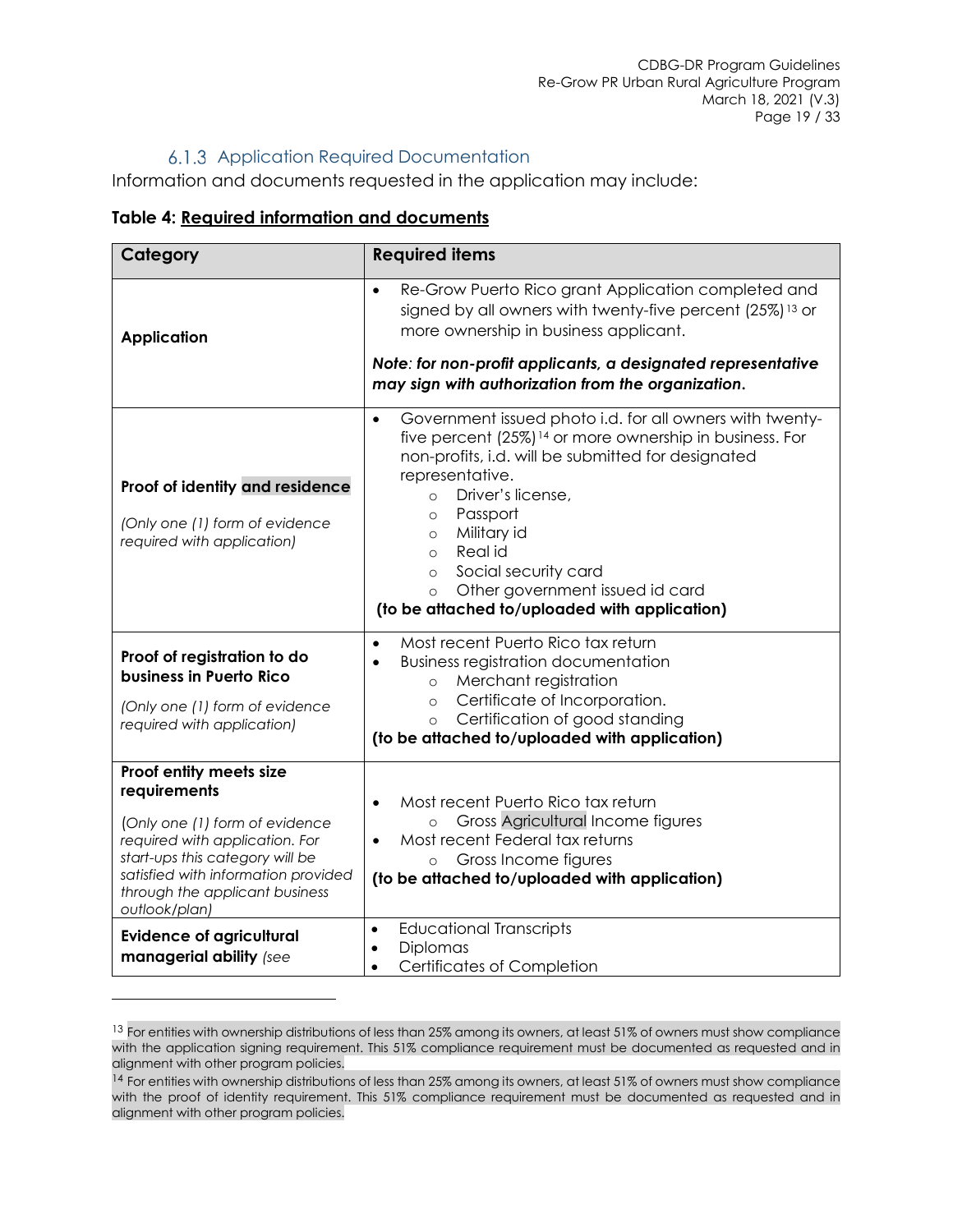### 6.1.3 Application Required Documentation

Information and documents requested in the application may include:

**Table 4: Required information and documents**

| Category | Required items |
|---|---|
| **Application** | • Re-Grow Puerto Rico grant Application completed and signed by all owners with twenty-five percent (25%)[13] or more ownership in business applicant.<br><br>***Note: for non-profit applicants, a designated representative may sign with authorization from the organization.*** |
| **Proof of identity and residence**<br><br>*(Only one (1) form of evidence required with application)* | • Government issued photo i.d. for all owners with twenty-five percent (25%)[14] or more ownership in business. For non-profits, i.d. will be submitted for designated representative.<br>  ○ Driver's license,<br>  ○ Passport<br>  ○ Military id<br>  ○ Real id<br>  ○ Social security card<br>  ○ Other government issued id card<br>**(to be attached to/uploaded with application)** |
| **Proof of registration to do business in Puerto Rico**<br><br>*(Only one (1) form of evidence required with application)* | • Most recent Puerto Rico tax return<br>• Business registration documentation<br>  ○ Merchant registration<br>  ○ Certificate of Incorporation.<br>  ○ Certification of good standing<br>**(to be attached to/uploaded with application)** |
| **Proof entity meets size requirements**<br><br>*(Only one (1) form of evidence required with application. For start-ups this category will be satisfied with information provided through the applicant business outlook/plan)* | • Most recent Puerto Rico tax return<br>  ○ Gross Agricultural Income figures<br>• Most recent Federal tax returns<br>  ○ Gross Income figures<br>**(to be attached to/uploaded with application)** |
| **Evidence of agricultural managerial ability** *(see* | • Educational Transcripts<br>• Diplomas<br>• Certificates of Completion |

[13] For entities with ownership distributions of less than 25% among its owners, at least 51% of owners must show compliance with the application signing requirement. This 51% compliance requirement must be documented as requested and in alignment with other program policies.

[14] For entities with ownership distributions of less than 25% among its owners, at least 51% of owners must show compliance with the proof of identity requirement. This 51% compliance requirement must be documented as requested and in alignment with other program policies.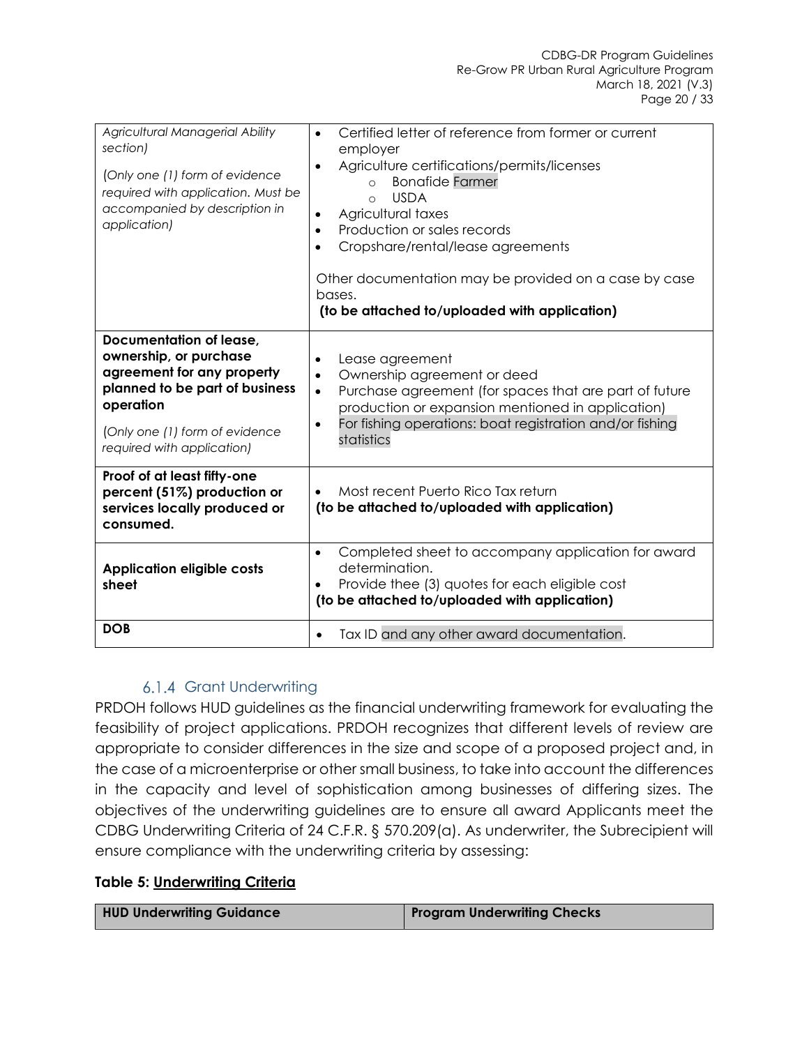| *Agricultural Managerial Ability section)*<br><br>*(Only one (1) form of evidence required with application. Must be accompanied by description in application)* | • Certified letter of reference from former or current employer<br>• Agriculture certifications/permits/licenses<br>  ○ Bonafide Farmer<br>  ○ USDA<br>• Agricultural taxes<br>• Production or sales records<br>• Cropshare/rental/lease agreements<br><br>Other documentation may be provided on a case by case bases.<br>**(to be attached to/uploaded with application)** |
|---|---|
| **Documentation of lease, ownership, or purchase agreement for any property planned to be part of business operation**<br><br>*(Only one (1) form of evidence required with application)* | • Lease agreement<br>• Ownership agreement or deed<br>• Purchase agreement (for spaces that are part of future production or expansion mentioned in application)<br>• For fishing operations: boat registration and/or fishing statistics |
| **Proof of at least fifty-one percent (51%) production or services locally produced or consumed.** | • Most recent Puerto Rico Tax return<br>**(to be attached to/uploaded with application)** |
| **Application eligible costs sheet** | • Completed sheet to accompany application for award determination.<br>• Provide thee (3) quotes for each eligible cost<br>**(to be attached to/uploaded with application)** |
| **DOB** | • Tax ID and any other award documentation. |

### 6.1.4 Grant Underwriting

PRDOH follows HUD guidelines as the financial underwriting framework for evaluating the feasibility of project applications. PRDOH recognizes that different levels of review are appropriate to consider differences in the size and scope of a proposed project and, in the case of a microenterprise or other small business, to take into account the differences in the capacity and level of sophistication among businesses of differing sizes. The objectives of the underwriting guidelines are to ensure all award Applicants meet the CDBG Underwriting Criteria of 24 C.F.R. § 570.209(a). As underwriter, the Subrecipient will ensure compliance with the underwriting criteria by assessing:

**Table 5: Underwriting Criteria**

| HUD Underwriting Guidance | Program Underwriting Checks |
|---|---|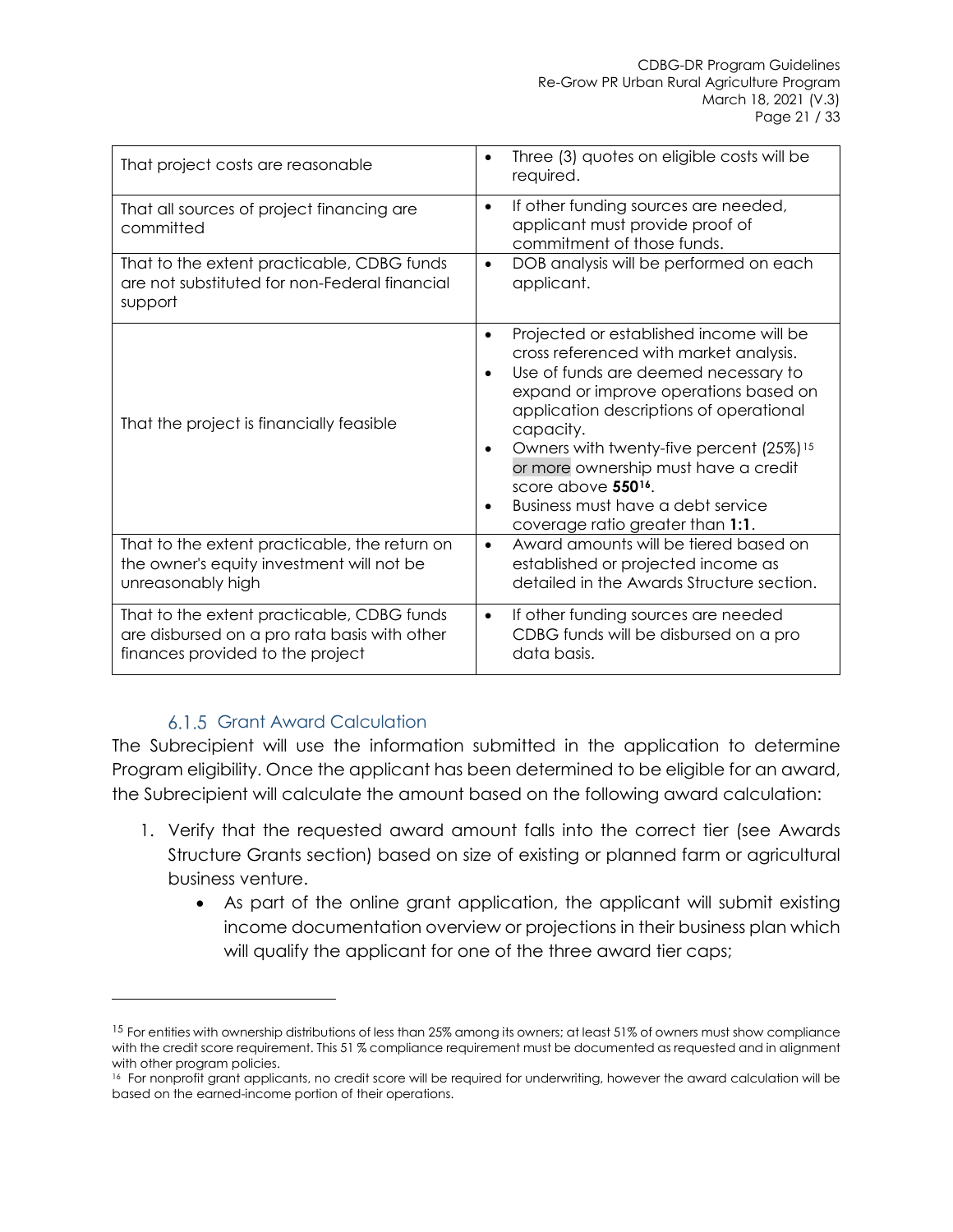| | |
|---|---|
| That project costs are reasonable | • Three (3) quotes on eligible costs will be required. |
| That all sources of project financing are committed | • If other funding sources are needed, applicant must provide proof of commitment of those funds. |
| That to the extent practicable, CDBG funds are not substituted for non-Federal financial support | • DOB analysis will be performed on each applicant. |
| That the project is financially feasible | • Projected or established income will be cross referenced with market analysis.<br>• Use of funds are deemed necessary to expand or improve operations based on application descriptions of operational capacity.<br>• Owners with twenty-five percent (25%)[15] or more ownership must have a credit score above **550**[16].<br>• Business must have a debt service coverage ratio greater than **1:1**. |
| That to the extent practicable, the return on the owner's equity investment will not be unreasonably high | • Award amounts will be tiered based on established or projected income as detailed in the Awards Structure section. |
| That to the extent practicable, CDBG funds are disbursed on a pro rata basis with other finances provided to the project | • If other funding sources are needed CDBG funds will be disbursed on a pro data basis. |

### 6.1.5 Grant Award Calculation

The Subrecipient will use the information submitted in the application to determine Program eligibility. Once the applicant has been determined to be eligible for an award, the Subrecipient will calculate the amount based on the following award calculation:

1. Verify that the requested award amount falls into the correct tier (see Awards Structure Grants section) based on size of existing or planned farm or agricultural business venture.
    - As part of the online grant application, the applicant will submit existing income documentation overview or projections in their business plan which will qualify the applicant for one of the three award tier caps;

---

[15] For entities with ownership distributions of less than 25% among its owners; at least 51% of owners must show compliance with the credit score requirement. This 51 % compliance requirement must be documented as requested and in alignment with other program policies.

[16] For nonprofit grant applicants, no credit score will be required for underwriting, however the award calculation will be based on the earned-income portion of their operations.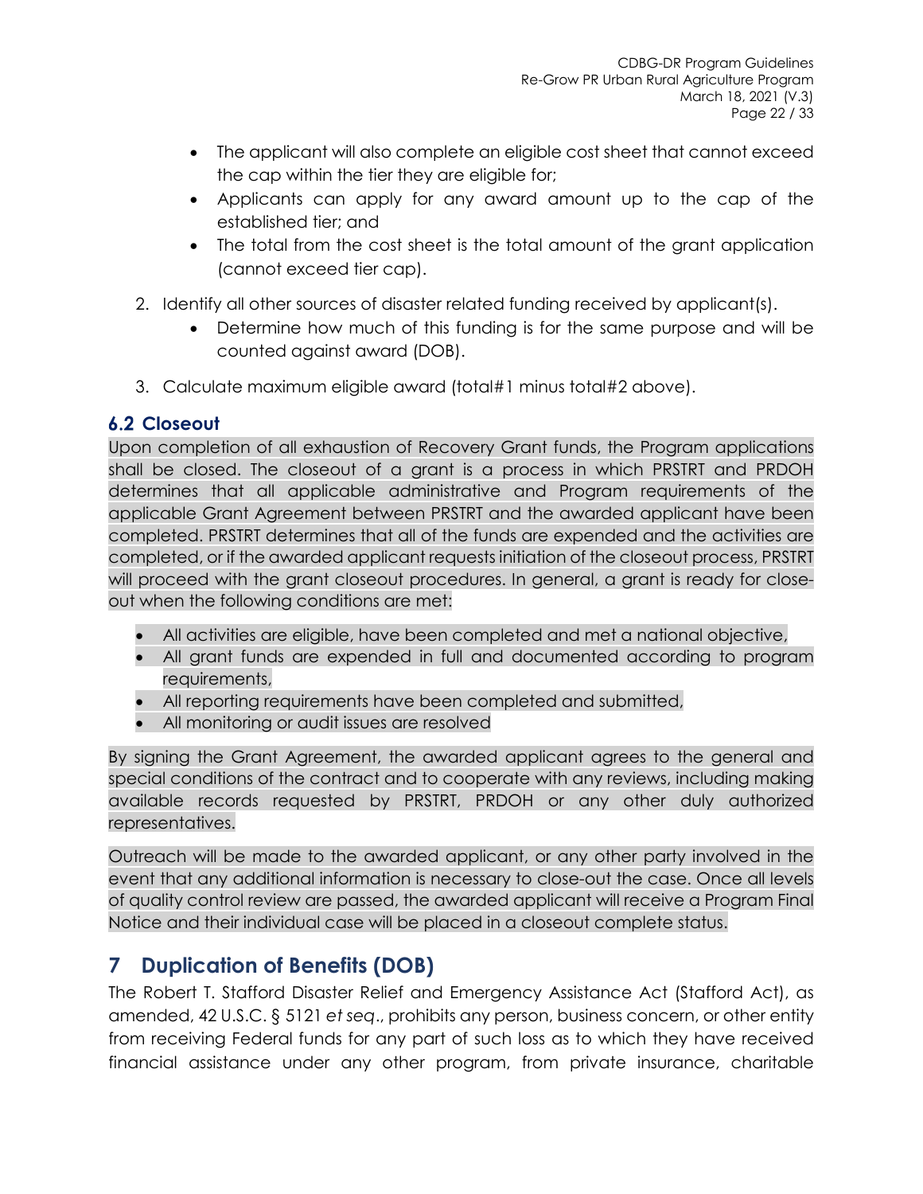- The applicant will also complete an eligible cost sheet that cannot exceed the cap within the tier they are eligible for;
- Applicants can apply for any award amount up to the cap of the established tier; and
- The total from the cost sheet is the total amount of the grant application (cannot exceed tier cap).

2. Identify all other sources of disaster related funding received by applicant(s).
   - Determine how much of this funding is for the same purpose and will be counted against award (DOB).
3. Calculate maximum eligible award (total#1 minus total#2 above).

### 6.2 Closeout

Upon completion of all exhaustion of Recovery Grant funds, the Program applications shall be closed. The closeout of a grant is a process in which PRSTRT and PRDOH determines that all applicable administrative and Program requirements of the applicable Grant Agreement between PRSTRT and the awarded applicant have been completed. PRSTRT determines that all of the funds are expended and the activities are completed, or if the awarded applicant requests initiation of the closeout process, PRSTRT will proceed with the grant closeout procedures. In general, a grant is ready for close-out when the following conditions are met:

- All activities are eligible, have been completed and met a national objective,
- All grant funds are expended in full and documented according to program requirements,
- All reporting requirements have been completed and submitted,
- All monitoring or audit issues are resolved

By signing the Grant Agreement, the awarded applicant agrees to the general and special conditions of the contract and to cooperate with any reviews, including making available records requested by PRSTRT, PRDOH or any other duly authorized representatives.

Outreach will be made to the awarded applicant, or any other party involved in the event that any additional information is necessary to close-out the case. Once all levels of quality control review are passed, the awarded applicant will receive a Program Final Notice and their individual case will be placed in a closeout complete status.

## 7 Duplication of Benefits (DOB)

The Robert T. Stafford Disaster Relief and Emergency Assistance Act (Stafford Act), as amended, 42 U.S.C. § 5121 *et seq*., prohibits any person, business concern, or other entity from receiving Federal funds for any part of such loss as to which they have received financial assistance under any other program, from private insurance, charitable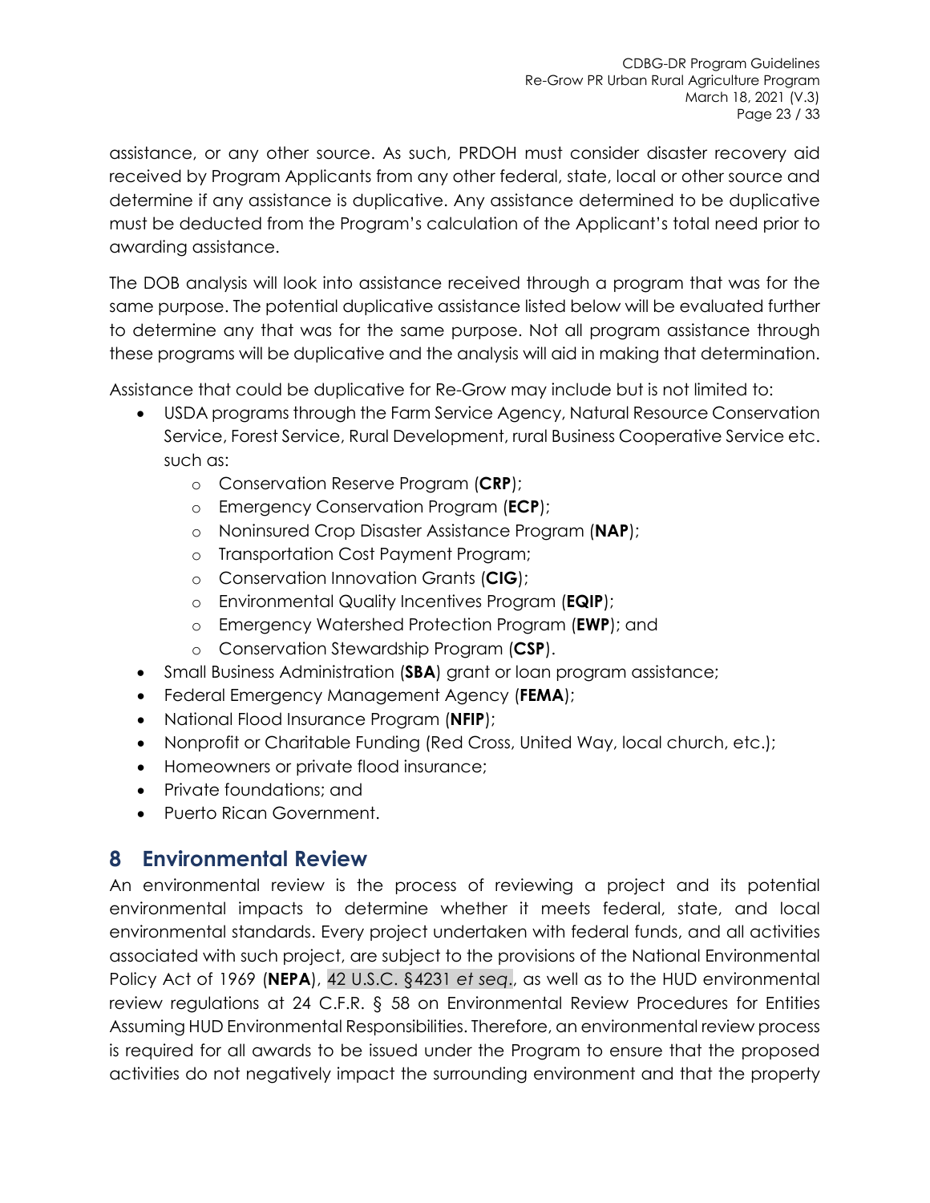assistance, or any other source. As such, PRDOH must consider disaster recovery aid received by Program Applicants from any other federal, state, local or other source and determine if any assistance is duplicative. Any assistance determined to be duplicative must be deducted from the Program's calculation of the Applicant's total need prior to awarding assistance.

The DOB analysis will look into assistance received through a program that was for the same purpose. The potential duplicative assistance listed below will be evaluated further to determine any that was for the same purpose. Not all program assistance through these programs will be duplicative and the analysis will aid in making that determination.

Assistance that could be duplicative for Re-Grow may include but is not limited to:

- USDA programs through the Farm Service Agency, Natural Resource Conservation Service, Forest Service, Rural Development, rural Business Cooperative Service etc. such as:
    - Conservation Reserve Program (**CRP**);
    - Emergency Conservation Program (**ECP**);
    - Noninsured Crop Disaster Assistance Program (**NAP**);
    - Transportation Cost Payment Program;
    - Conservation Innovation Grants (**CIG**);
    - Environmental Quality Incentives Program (**EQIP**);
    - Emergency Watershed Protection Program (**EWP**); and
    - Conservation Stewardship Program (**CSP**).
- Small Business Administration (**SBA**) grant or loan program assistance;
- Federal Emergency Management Agency (**FEMA**);
- National Flood Insurance Program (**NFIP**);
- Nonprofit or Charitable Funding (Red Cross, United Way, local church, etc.);
- Homeowners or private flood insurance;
- Private foundations; and
- Puerto Rican Government.

# 8 Environmental Review

An environmental review is the process of reviewing a project and its potential environmental impacts to determine whether it meets federal, state, and local environmental standards. Every project undertaken with federal funds, and all activities associated with such project, are subject to the provisions of the National Environmental Policy Act of 1969 (**NEPA**), 42 U.S.C. §4231 *et seq.*, as well as to the HUD environmental review regulations at 24 C.F.R. § 58 on Environmental Review Procedures for Entities Assuming HUD Environmental Responsibilities. Therefore, an environmental review process is required for all awards to be issued under the Program to ensure that the proposed activities do not negatively impact the surrounding environment and that the property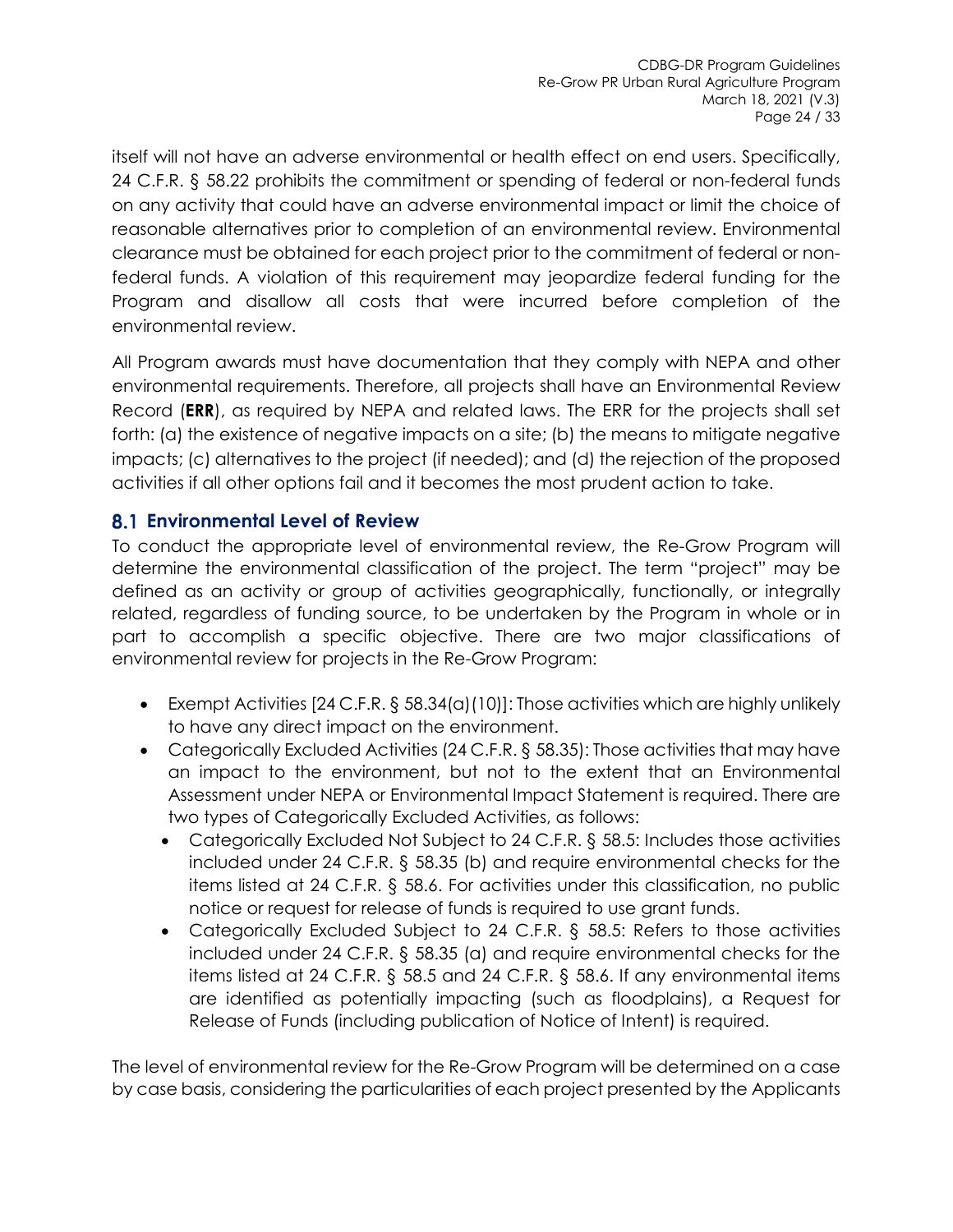itself will not have an adverse environmental or health effect on end users. Specifically, 24 C.F.R. § 58.22 prohibits the commitment or spending of federal or non-federal funds on any activity that could have an adverse environmental impact or limit the choice of reasonable alternatives prior to completion of an environmental review. Environmental clearance must be obtained for each project prior to the commitment of federal or non-federal funds. A violation of this requirement may jeopardize federal funding for the Program and disallow all costs that were incurred before completion of the environmental review.

All Program awards must have documentation that they comply with NEPA and other environmental requirements. Therefore, all projects shall have an Environmental Review Record (**ERR**), as required by NEPA and related laws. The ERR for the projects shall set forth: (a) the existence of negative impacts on a site; (b) the means to mitigate negative impacts; (c) alternatives to the project (if needed); and (d) the rejection of the proposed activities if all other options fail and it becomes the most prudent action to take.

## 8.1 Environmental Level of Review

To conduct the appropriate level of environmental review, the Re-Grow Program will determine the environmental classification of the project. The term "project" may be defined as an activity or group of activities geographically, functionally, or integrally related, regardless of funding source, to be undertaken by the Program in whole or in part to accomplish a specific objective. There are two major classifications of environmental review for projects in the Re-Grow Program:

- Exempt Activities [24 C.F.R. § 58.34(a)(10)]: Those activities which are highly unlikely to have any direct impact on the environment.
- Categorically Excluded Activities (24 C.F.R. § 58.35): Those activities that may have an impact to the environment, but not to the extent that an Environmental Assessment under NEPA or Environmental Impact Statement is required. There are two types of Categorically Excluded Activities, as follows:
  - Categorically Excluded Not Subject to 24 C.F.R. § 58.5: Includes those activities included under 24 C.F.R. § 58.35 (b) and require environmental checks for the items listed at 24 C.F.R. § 58.6. For activities under this classification, no public notice or request for release of funds is required to use grant funds.
  - Categorically Excluded Subject to 24 C.F.R. § 58.5: Refers to those activities included under 24 C.F.R. § 58.35 (a) and require environmental checks for the items listed at 24 C.F.R. § 58.5 and 24 C.F.R. § 58.6. If any environmental items are identified as potentially impacting (such as floodplains), a Request for Release of Funds (including publication of Notice of Intent) is required.

The level of environmental review for the Re-Grow Program will be determined on a case by case basis, considering the particularities of each project presented by the Applicants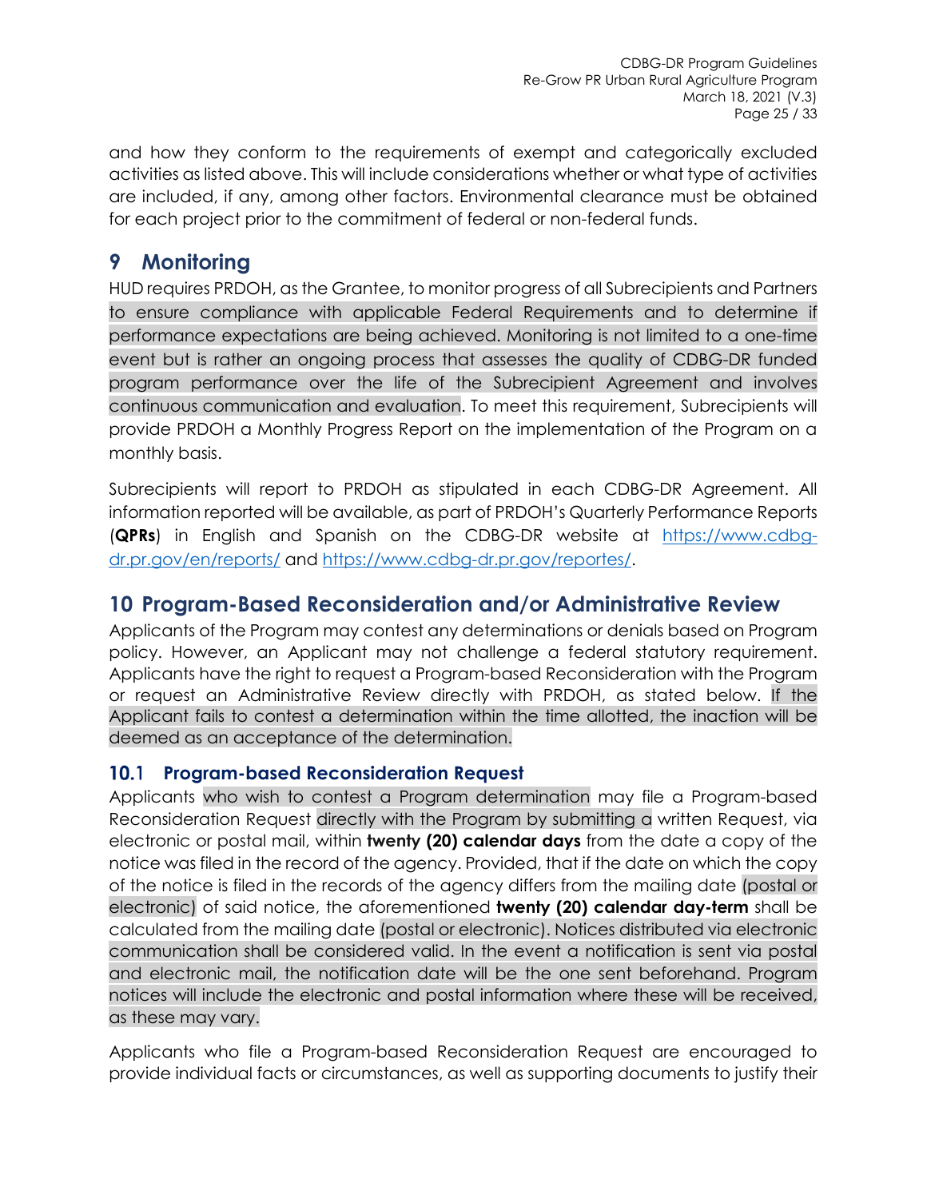and how they conform to the requirements of exempt and categorically excluded activities as listed above. This will include considerations whether or what type of activities are included, if any, among other factors. Environmental clearance must be obtained for each project prior to the commitment of federal or non-federal funds.

# 9 Monitoring

HUD requires PRDOH, as the Grantee, to monitor progress of all Subrecipients and Partners to ensure compliance with applicable Federal Requirements and to determine if performance expectations are being achieved. Monitoring is not limited to a one-time event but is rather an ongoing process that assesses the quality of CDBG-DR funded program performance over the life of the Subrecipient Agreement and involves continuous communication and evaluation. To meet this requirement, Subrecipients will provide PRDOH a Monthly Progress Report on the implementation of the Program on a monthly basis.

Subrecipients will report to PRDOH as stipulated in each CDBG-DR Agreement. All information reported will be available, as part of PRDOH's Quarterly Performance Reports (**QPRs**) in English and Spanish on the CDBG-DR website at https://www.cdbg-dr.pr.gov/en/reports/ and https://www.cdbg-dr.pr.gov/reportes/.

# 10 Program-Based Reconsideration and/or Administrative Review

Applicants of the Program may contest any determinations or denials based on Program policy. However, an Applicant may not challenge a federal statutory requirement. Applicants have the right to request a Program-based Reconsideration with the Program or request an Administrative Review directly with PRDOH, as stated below. If the Applicant fails to contest a determination within the time allotted, the inaction will be deemed as an acceptance of the determination.

## 10.1 Program-based Reconsideration Request

Applicants who wish to contest a Program determination may file a Program-based Reconsideration Request directly with the Program by submitting a written Request, via electronic or postal mail, within **twenty (20) calendar days** from the date a copy of the notice was filed in the record of the agency. Provided, that if the date on which the copy of the notice is filed in the records of the agency differs from the mailing date (postal or electronic) of said notice, the aforementioned **twenty (20) calendar day-term** shall be calculated from the mailing date (postal or electronic). Notices distributed via electronic communication shall be considered valid. In the event a notification is sent via postal and electronic mail, the notification date will be the one sent beforehand. Program notices will include the electronic and postal information where these will be received, as these may vary.

Applicants who file a Program-based Reconsideration Request are encouraged to provide individual facts or circumstances, as well as supporting documents to justify their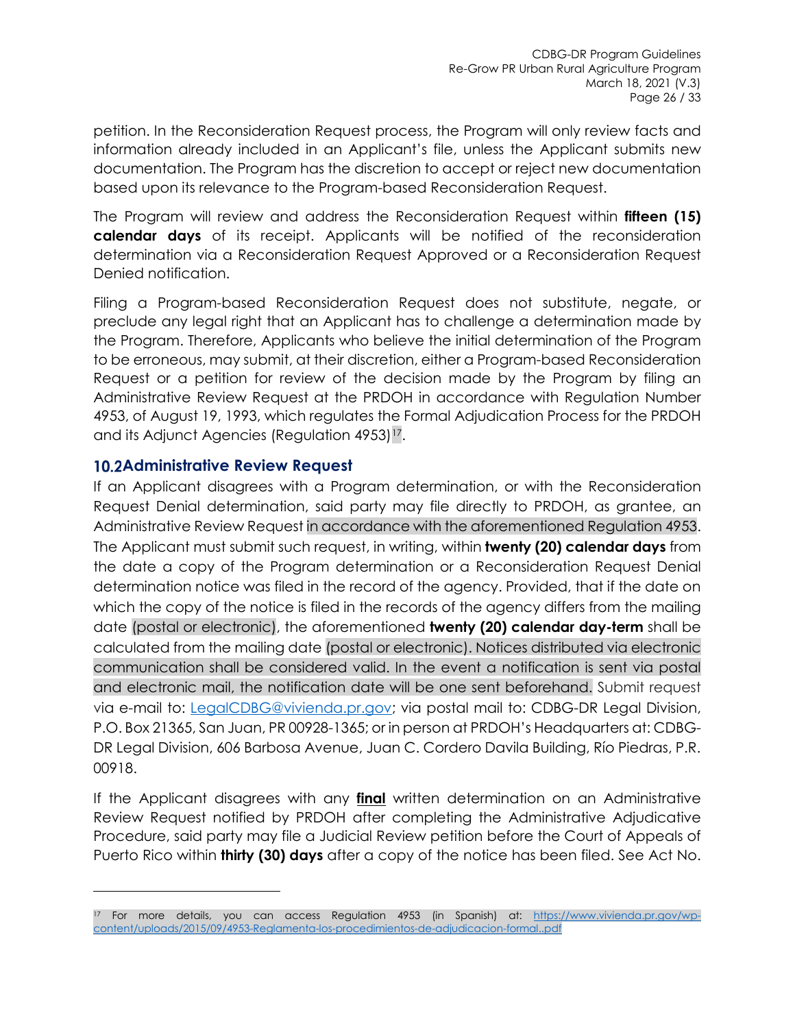petition. In the Reconsideration Request process, the Program will only review facts and information already included in an Applicant's file, unless the Applicant submits new documentation. The Program has the discretion to accept or reject new documentation based upon its relevance to the Program-based Reconsideration Request.

The Program will review and address the Reconsideration Request within **fifteen (15) calendar days** of its receipt. Applicants will be notified of the reconsideration determination via a Reconsideration Request Approved or a Reconsideration Request Denied notification.

Filing a Program-based Reconsideration Request does not substitute, negate, or preclude any legal right that an Applicant has to challenge a determination made by the Program. Therefore, Applicants who believe the initial determination of the Program to be erroneous, may submit, at their discretion, either a Program-based Reconsideration Request or a petition for review of the decision made by the Program by filing an Administrative Review Request at the PRDOH in accordance with Regulation Number 4953, of August 19, 1993, which regulates the Formal Adjudication Process for the PRDOH and its Adjunct Agencies (Regulation 4953)[17].

## 10.2 Administrative Review Request

If an Applicant disagrees with a Program determination, or with the Reconsideration Request Denial determination, said party may file directly to PRDOH, as grantee, an Administrative Review Request in accordance with the aforementioned Regulation 4953. The Applicant must submit such request, in writing, within **twenty (20) calendar days** from the date a copy of the Program determination or a Reconsideration Request Denial determination notice was filed in the record of the agency. Provided, that if the date on which the copy of the notice is filed in the records of the agency differs from the mailing date (postal or electronic), the aforementioned **twenty (20) calendar day-term** shall be calculated from the mailing date (postal or electronic). Notices distributed via electronic communication shall be considered valid. In the event a notification is sent via postal and electronic mail, the notification date will be one sent beforehand. Submit request via e-mail to: LegalCDBG@vivienda.pr.gov; via postal mail to: CDBG-DR Legal Division, P.O. Box 21365, San Juan, PR 00928-1365; or in person at PRDOH's Headquarters at: CDBG-DR Legal Division, 606 Barbosa Avenue, Juan C. Cordero Davila Building, Río Piedras, P.R. 00918.

If the Applicant disagrees with any **final** written determination on an Administrative Review Request notified by PRDOH after completing the Administrative Adjudicative Procedure, said party may file a Judicial Review petition before the Court of Appeals of Puerto Rico within **thirty (30) days** after a copy of the notice has been filed. See Act No.

---

[17] For more details, you can access Regulation 4953 (in Spanish) at: https://www.vivienda.pr.gov/wp-content/uploads/2015/09/4953-Reglamenta-los-procedimientos-de-adjudicacion-formal..pdf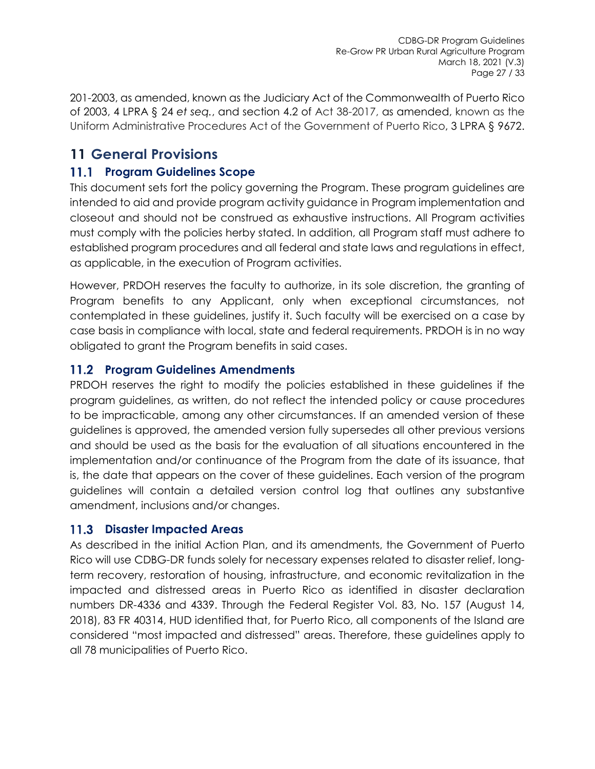201-2003, as amended, known as the Judiciary Act of the Commonwealth of Puerto Rico of 2003, 4 LPRA § 24 *et seq.*, and section 4.2 of Act 38-2017, as amended, known as the Uniform Administrative Procedures Act of the Government of Puerto Rico, 3 LPRA § 9672.

# 11 General Provisions

## 11.1 Program Guidelines Scope

This document sets fort the policy governing the Program. These program guidelines are intended to aid and provide program activity guidance in Program implementation and closeout and should not be construed as exhaustive instructions. All Program activities must comply with the policies herby stated. In addition, all Program staff must adhere to established program procedures and all federal and state laws and regulations in effect, as applicable, in the execution of Program activities.

However, PRDOH reserves the faculty to authorize, in its sole discretion, the granting of Program benefits to any Applicant, only when exceptional circumstances, not contemplated in these guidelines, justify it. Such faculty will be exercised on a case by case basis in compliance with local, state and federal requirements. PRDOH is in no way obligated to grant the Program benefits in said cases.

## 11.2 Program Guidelines Amendments

PRDOH reserves the right to modify the policies established in these guidelines if the program guidelines, as written, do not reflect the intended policy or cause procedures to be impracticable, among any other circumstances. If an amended version of these guidelines is approved, the amended version fully supersedes all other previous versions and should be used as the basis for the evaluation of all situations encountered in the implementation and/or continuance of the Program from the date of its issuance, that is, the date that appears on the cover of these guidelines. Each version of the program guidelines will contain a detailed version control log that outlines any substantive amendment, inclusions and/or changes.

## 11.3 Disaster Impacted Areas

As described in the initial Action Plan, and its amendments, the Government of Puerto Rico will use CDBG-DR funds solely for necessary expenses related to disaster relief, long-term recovery, restoration of housing, infrastructure, and economic revitalization in the impacted and distressed areas in Puerto Rico as identified in disaster declaration numbers DR-4336 and 4339. Through the Federal Register Vol. 83, No. 157 (August 14, 2018), 83 FR 40314, HUD identified that, for Puerto Rico, all components of the Island are considered "most impacted and distressed" areas. Therefore, these guidelines apply to all 78 municipalities of Puerto Rico.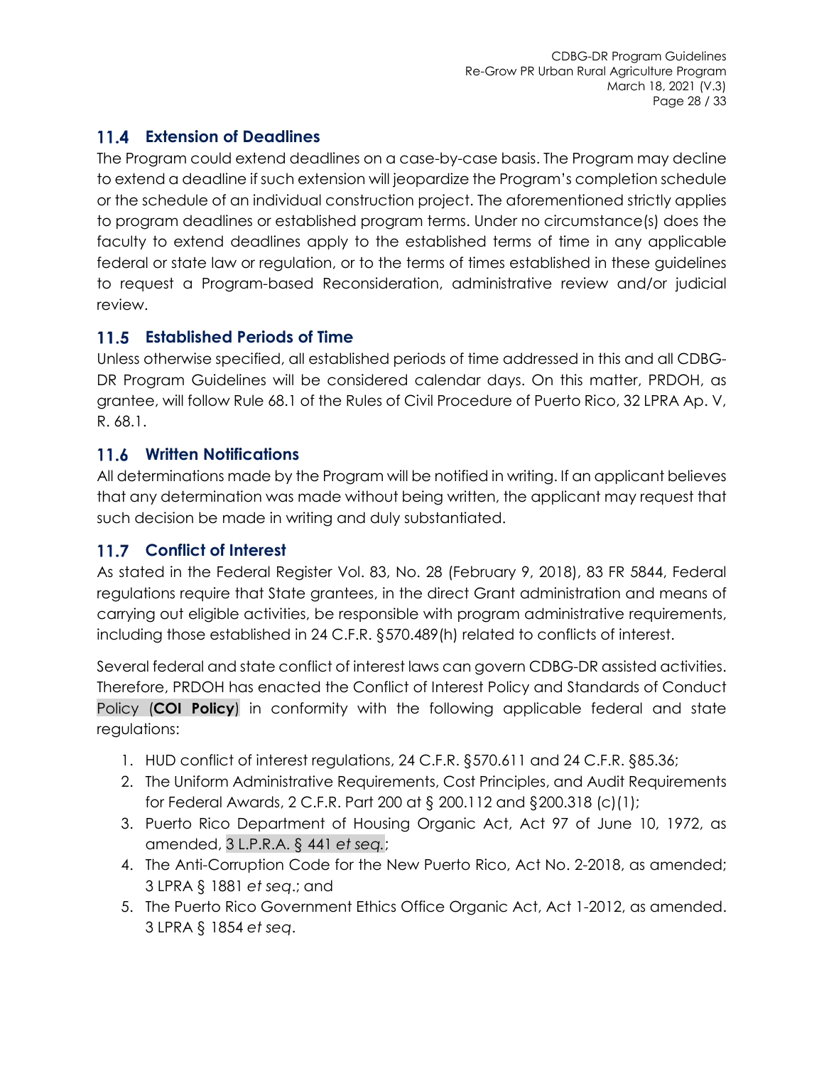## 11.4 Extension of Deadlines

The Program could extend deadlines on a case-by-case basis. The Program may decline to extend a deadline if such extension will jeopardize the Program's completion schedule or the schedule of an individual construction project. The aforementioned strictly applies to program deadlines or established program terms. Under no circumstance(s) does the faculty to extend deadlines apply to the established terms of time in any applicable federal or state law or regulation, or to the terms of times established in these guidelines to request a Program-based Reconsideration, administrative review and/or judicial review.

## 11.5 Established Periods of Time

Unless otherwise specified, all established periods of time addressed in this and all CDBG-DR Program Guidelines will be considered calendar days. On this matter, PRDOH, as grantee, will follow Rule 68.1 of the Rules of Civil Procedure of Puerto Rico, 32 LPRA Ap. V, R. 68.1.

## 11.6 Written Notifications

All determinations made by the Program will be notified in writing. If an applicant believes that any determination was made without being written, the applicant may request that such decision be made in writing and duly substantiated.

## 11.7 Conflict of Interest

As stated in the Federal Register Vol. 83, No. 28 (February 9, 2018), 83 FR 5844, Federal regulations require that State grantees, in the direct Grant administration and means of carrying out eligible activities, be responsible with program administrative requirements, including those established in 24 C.F.R. §570.489(h) related to conflicts of interest.

Several federal and state conflict of interest laws can govern CDBG-DR assisted activities. Therefore, PRDOH has enacted the Conflict of Interest Policy and Standards of Conduct Policy (**COI Policy**) in conformity with the following applicable federal and state regulations:

1. HUD conflict of interest regulations, 24 C.F.R. §570.611 and 24 C.F.R. §85.36;
2. The Uniform Administrative Requirements, Cost Principles, and Audit Requirements for Federal Awards, 2 C.F.R. Part 200 at § 200.112 and §200.318 (c)(1);
3. Puerto Rico Department of Housing Organic Act, Act 97 of June 10, 1972, as amended, 3 L.P.R.A. § 441 *et seq.*;
4. The Anti-Corruption Code for the New Puerto Rico, Act No. 2-2018, as amended; 3 LPRA § 1881 *et seq*.; and
5. The Puerto Rico Government Ethics Office Organic Act, Act 1-2012, as amended. 3 LPRA § 1854 *et seq*.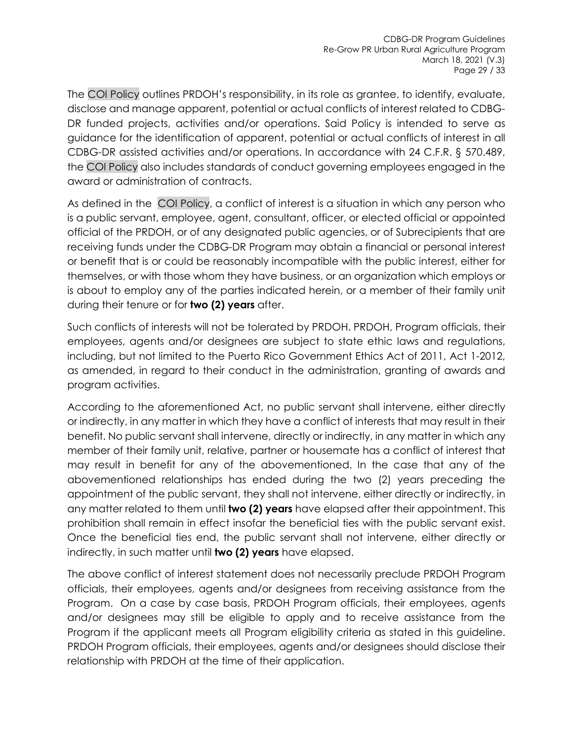The COI Policy outlines PRDOH's responsibility, in its role as grantee, to identify, evaluate, disclose and manage apparent, potential or actual conflicts of interest related to CDBG-DR funded projects, activities and/or operations. Said Policy is intended to serve as guidance for the identification of apparent, potential or actual conflicts of interest in all CDBG-DR assisted activities and/or operations. In accordance with 24 C.F.R. § 570.489, the COI Policy also includes standards of conduct governing employees engaged in the award or administration of contracts.

As defined in the COI Policy, a conflict of interest is a situation in which any person who is a public servant, employee, agent, consultant, officer, or elected official or appointed official of the PRDOH, or of any designated public agencies, or of Subrecipients that are receiving funds under the CDBG-DR Program may obtain a financial or personal interest or benefit that is or could be reasonably incompatible with the public interest, either for themselves, or with those whom they have business, or an organization which employs or is about to employ any of the parties indicated herein, or a member of their family unit during their tenure or for **two (2) years** after.

Such conflicts of interests will not be tolerated by PRDOH. PRDOH, Program officials, their employees, agents and/or designees are subject to state ethic laws and regulations, including, but not limited to the Puerto Rico Government Ethics Act of 2011, Act 1-2012, as amended, in regard to their conduct in the administration, granting of awards and program activities.

According to the aforementioned Act, no public servant shall intervene, either directly or indirectly, in any matter in which they have a conflict of interests that may result in their benefit. No public servant shall intervene, directly or indirectly, in any matter in which any member of their family unit, relative, partner or housemate has a conflict of interest that may result in benefit for any of the abovementioned. In the case that any of the abovementioned relationships has ended during the two (2) years preceding the appointment of the public servant, they shall not intervene, either directly or indirectly, in any matter related to them until **two (2) years** have elapsed after their appointment. This prohibition shall remain in effect insofar the beneficial ties with the public servant exist. Once the beneficial ties end, the public servant shall not intervene, either directly or indirectly, in such matter until **two (2) years** have elapsed.

The above conflict of interest statement does not necessarily preclude PRDOH Program officials, their employees, agents and/or designees from receiving assistance from the Program. On a case by case basis, PRDOH Program officials, their employees, agents and/or designees may still be eligible to apply and to receive assistance from the Program if the applicant meets all Program eligibility criteria as stated in this guideline. PRDOH Program officials, their employees, agents and/or designees should disclose their relationship with PRDOH at the time of their application.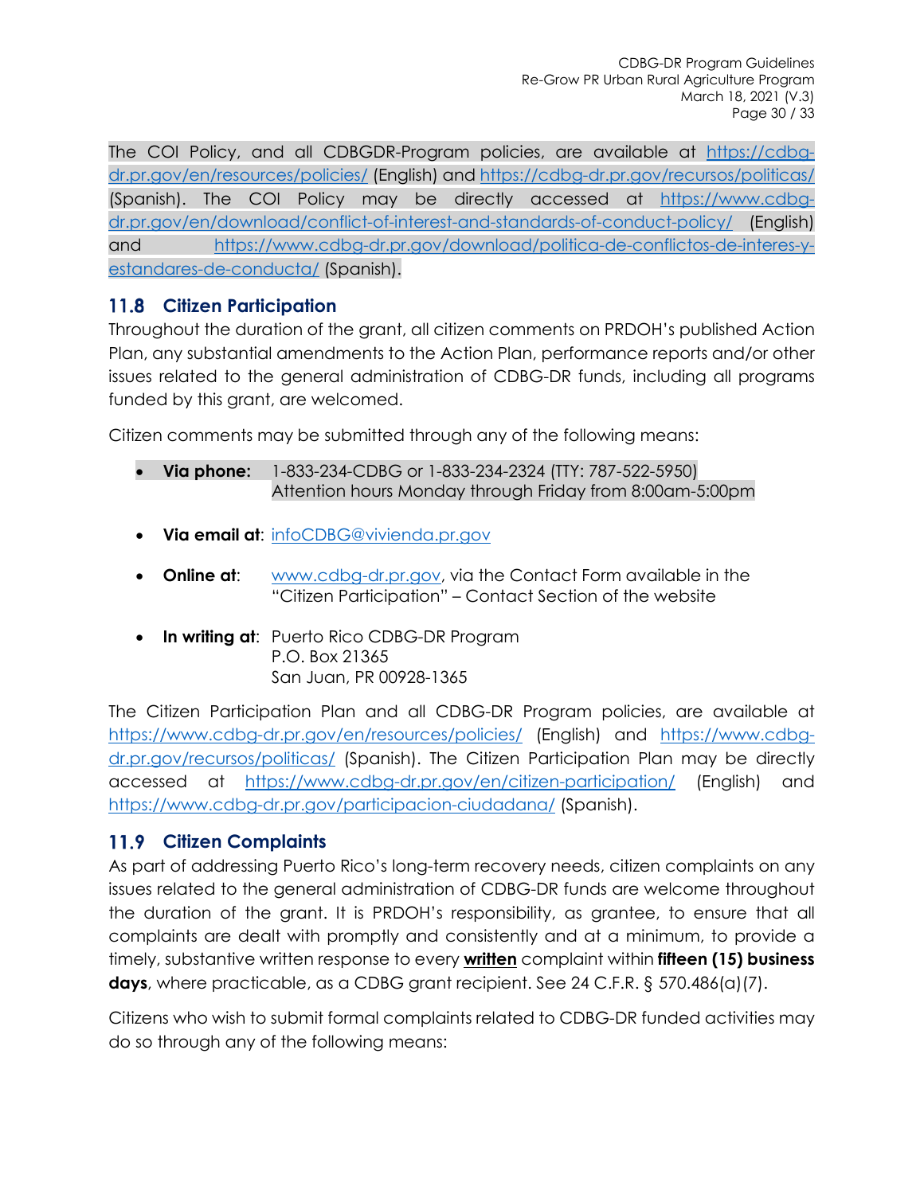The COI Policy, and all CDBGDR-Program policies, are available at https://cdbg-dr.pr.gov/en/resources/policies/ (English) and https://cdbg-dr.pr.gov/recursos/politicas/ (Spanish). The COI Policy may be directly accessed at https://www.cdbg-dr.pr.gov/en/download/conflict-of-interest-and-standards-of-conduct-policy/ (English) and https://www.cdbg-dr.pr.gov/download/politica-de-conflictos-de-interes-y-estandares-de-conducta/ (Spanish).

## 11.8 Citizen Participation

Throughout the duration of the grant, all citizen comments on PRDOH's published Action Plan, any substantial amendments to the Action Plan, performance reports and/or other issues related to the general administration of CDBG-DR funds, including all programs funded by this grant, are welcomed.

Citizen comments may be submitted through any of the following means:

- **Via phone:** 1-833-234-CDBG or 1-833-234-2324 (TTY: 787-522-5950)
  Attention hours Monday through Friday from 8:00am-5:00pm

- **Via email at**: infoCDBG@vivienda.pr.gov

- **Online at**: www.cdbg-dr.pr.gov, via the Contact Form available in the "Citizen Participation" – Contact Section of the website

- **In writing at**: Puerto Rico CDBG-DR Program
  P.O. Box 21365
  San Juan, PR 00928-1365

The Citizen Participation Plan and all CDBG-DR Program policies, are available at https://www.cdbg-dr.pr.gov/en/resources/policies/ (English) and https://www.cdbg-dr.pr.gov/recursos/politicas/ (Spanish). The Citizen Participation Plan may be directly accessed at https://www.cdbg-dr.pr.gov/en/citizen-participation/ (English) and https://www.cdbg-dr.pr.gov/participacion-ciudadana/ (Spanish).

## 11.9 Citizen Complaints

As part of addressing Puerto Rico's long-term recovery needs, citizen complaints on any issues related to the general administration of CDBG-DR funds are welcome throughout the duration of the grant. It is PRDOH's responsibility, as grantee, to ensure that all complaints are dealt with promptly and consistently and at a minimum, to provide a timely, substantive written response to every **written** complaint within **fifteen (15) business days**, where practicable, as a CDBG grant recipient. See 24 C.F.R. § 570.486(a)(7).

Citizens who wish to submit formal complaints related to CDBG-DR funded activities may do so through any of the following means: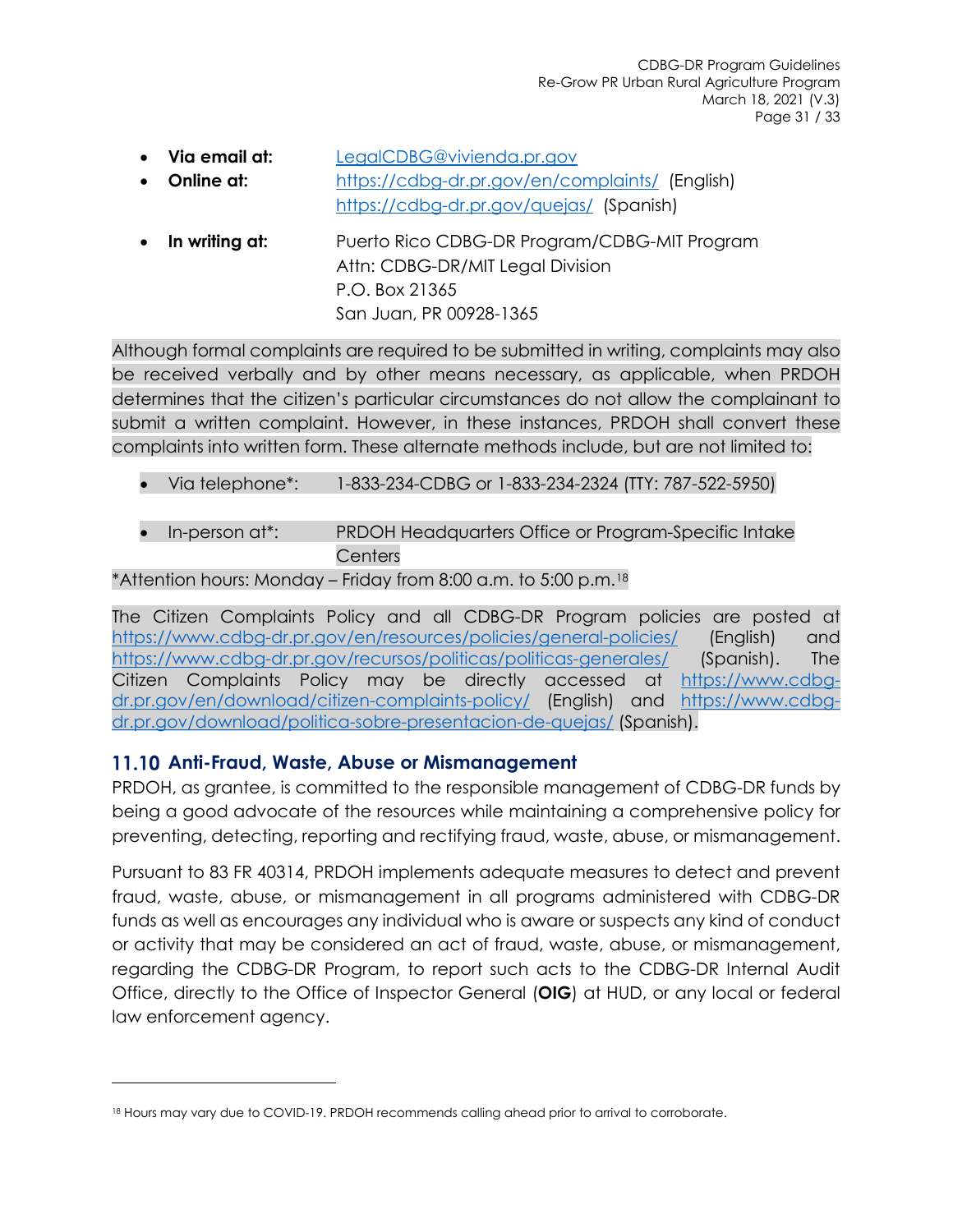- **Via email at:** LegalCDBG@vivienda.pr.gov
- **Online at:** https://cdbg-dr.pr.gov/en/complaints/ (English)
  https://cdbg-dr.pr.gov/quejas/ (Spanish)
- **In writing at:** Puerto Rico CDBG-DR Program/CDBG-MIT Program
  Attn: CDBG-DR/MIT Legal Division
  P.O. Box 21365
  San Juan, PR 00928-1365

Although formal complaints are required to be submitted in writing, complaints may also be received verbally and by other means necessary, as applicable, when PRDOH determines that the citizen's particular circumstances do not allow the complainant to submit a written complaint. However, in these instances, PRDOH shall convert these complaints into written form. These alternate methods include, but are not limited to:

- Via telephone*: 1-833-234-CDBG or 1-833-234-2324 (TTY: 787-522-5950)
- In-person at*: PRDOH Headquarters Office or Program-Specific Intake Centers

*Attention hours: Monday – Friday from 8:00 a.m. to 5:00 p.m.[18]

The Citizen Complaints Policy and all CDBG-DR Program policies are posted at https://www.cdbg-dr.pr.gov/en/resources/policies/general-policies/ (English) and https://www.cdbg-dr.pr.gov/recursos/politicas/politicas-generales/ (Spanish). The Citizen Complaints Policy may be directly accessed at https://www.cdbg-dr.pr.gov/en/download/citizen-complaints-policy/ (English) and https://www.cdbg-dr.pr.gov/download/politica-sobre-presentacion-de-quejas/ (Spanish).

## 11.10 Anti-Fraud, Waste, Abuse or Mismanagement

PRDOH, as grantee, is committed to the responsible management of CDBG-DR funds by being a good advocate of the resources while maintaining a comprehensive policy for preventing, detecting, reporting and rectifying fraud, waste, abuse, or mismanagement.

Pursuant to 83 FR 40314, PRDOH implements adequate measures to detect and prevent fraud, waste, abuse, or mismanagement in all programs administered with CDBG-DR funds as well as encourages any individual who is aware or suspects any kind of conduct or activity that may be considered an act of fraud, waste, abuse, or mismanagement, regarding the CDBG-DR Program, to report such acts to the CDBG-DR Internal Audit Office, directly to the Office of Inspector General (**OIG**) at HUD, or any local or federal law enforcement agency.

---

[18] Hours may vary due to COVID-19. PRDOH recommends calling ahead prior to arrival to corroborate.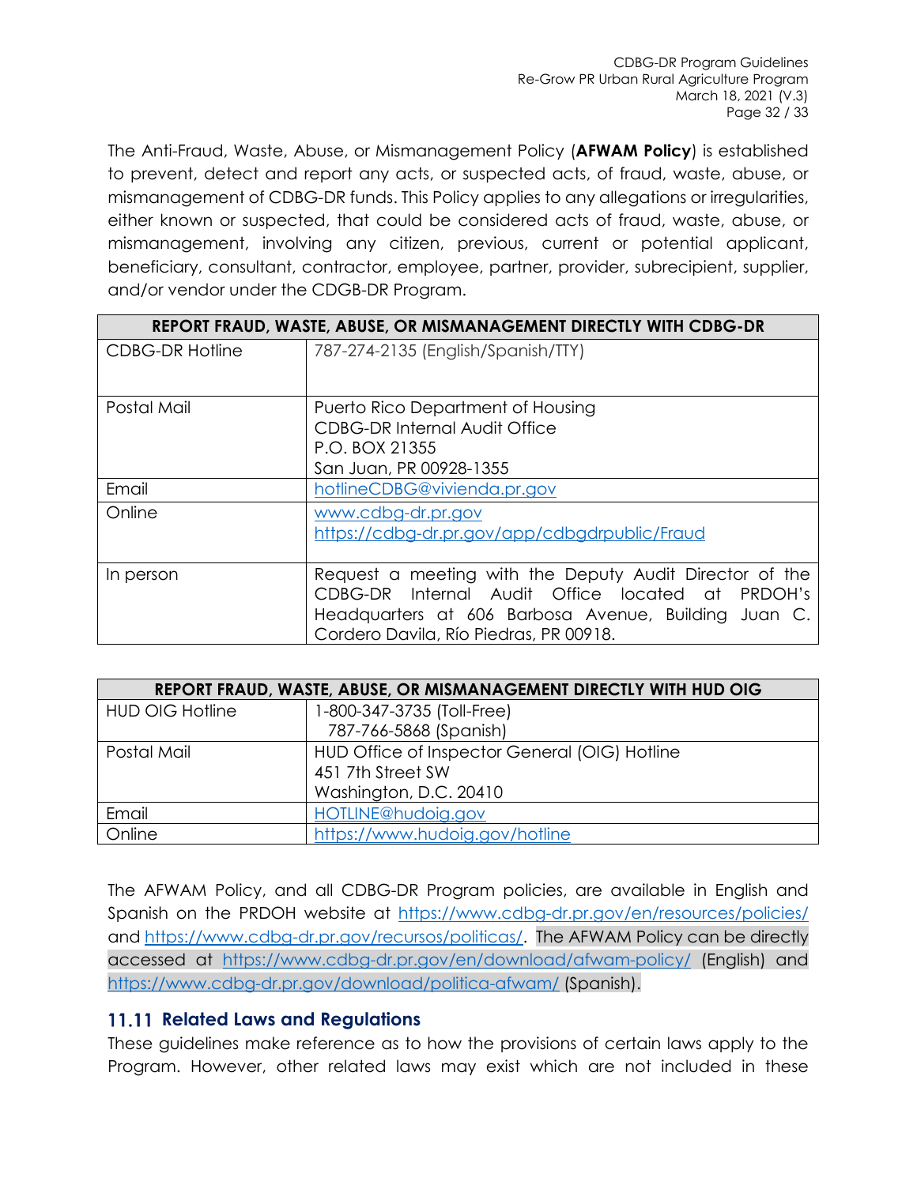The Anti-Fraud, Waste, Abuse, or Mismanagement Policy (**AFWAM Policy**) is established to prevent, detect and report any acts, or suspected acts, of fraud, waste, abuse, or mismanagement of CDBG-DR funds. This Policy applies to any allegations or irregularities, either known or suspected, that could be considered acts of fraud, waste, abuse, or mismanagement, involving any citizen, previous, current or potential applicant, beneficiary, consultant, contractor, employee, partner, provider, subrecipient, supplier, and/or vendor under the CDGB-DR Program.

| **REPORT FRAUD, WASTE, ABUSE, OR MISMANAGEMENT DIRECTLY WITH CDBG-DR** | |
|---|---|
| CDBG-DR Hotline | 787-274-2135 (English/Spanish/TTY) |
| Postal Mail | Puerto Rico Department of Housing<br>CDBG-DR Internal Audit Office<br>P.O. BOX 21355<br>San Juan, PR 00928-1355 |
| Email | hotlineCDBG@vivienda.pr.gov |
| Online | www.cdbg-dr.pr.gov<br>https://cdbg-dr.pr.gov/app/cdbgdrpublic/Fraud |
| In person | Request a meeting with the Deputy Audit Director of the CDBG-DR Internal Audit Office located at PRDOH's Headquarters at 606 Barbosa Avenue, Building Juan C. Cordero Davila, Río Piedras, PR 00918. |

| **REPORT FRAUD, WASTE, ABUSE, OR MISMANAGEMENT DIRECTLY WITH HUD OIG** | |
|---|---|
| HUD OIG Hotline | 1-800-347-3735 (Toll-Free)<br>787-766-5868 (Spanish) |
| Postal Mail | HUD Office of Inspector General (OIG) Hotline<br>451 7th Street SW<br>Washington, D.C. 20410 |
| Email | HOTLINE@hudoig.gov |
| Online | https://www.hudoig.gov/hotline |

The AFWAM Policy, and all CDBG-DR Program policies, are available in English and Spanish on the PRDOH website at https://www.cdbg-dr.pr.gov/en/resources/policies/ and https://www.cdbg-dr.pr.gov/recursos/politicas/. The AFWAM Policy can be directly accessed at https://www.cdbg-dr.pr.gov/en/download/afwam-policy/ (English) and https://www.cdbg-dr.pr.gov/download/politica-afwam/ (Spanish).

## 11.11 Related Laws and Regulations

These guidelines make reference as to how the provisions of certain laws apply to the Program. However, other related laws may exist which are not included in these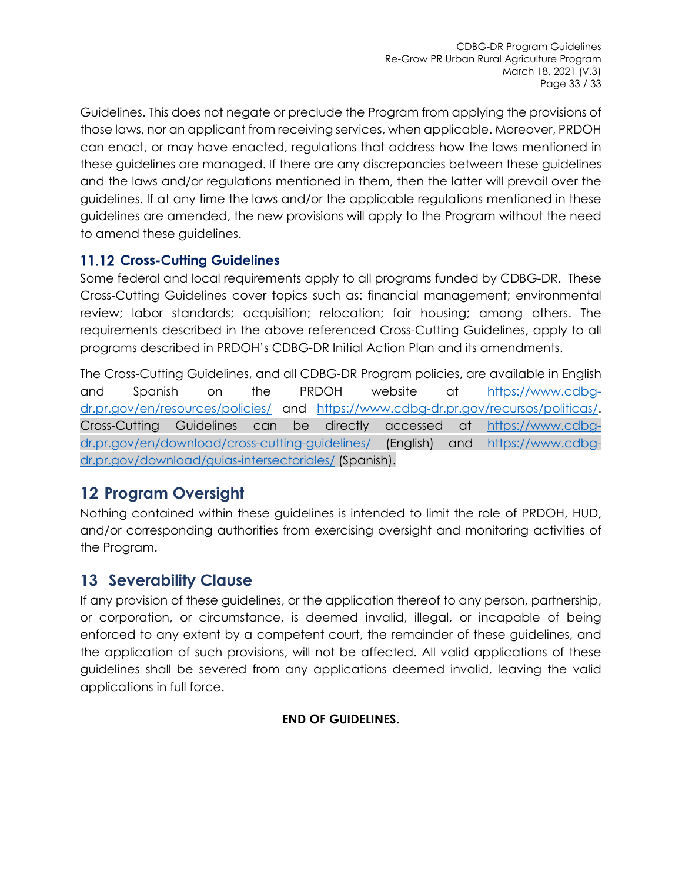Guidelines. This does not negate or preclude the Program from applying the provisions of those laws, nor an applicant from receiving services, when applicable. Moreover, PRDOH can enact, or may have enacted, regulations that address how the laws mentioned in these guidelines are managed. If there are any discrepancies between these guidelines and the laws and/or regulations mentioned in them, then the latter will prevail over the guidelines. If at any time the laws and/or the applicable regulations mentioned in these guidelines are amended, the new provisions will apply to the Program without the need to amend these guidelines.

### 11.12 Cross-Cutting Guidelines

Some federal and local requirements apply to all programs funded by CDBG-DR. These Cross-Cutting Guidelines cover topics such as: financial management; environmental review; labor standards; acquisition; relocation; fair housing; among others. The requirements described in the above referenced Cross-Cutting Guidelines, apply to all programs described in PRDOH's CDBG-DR Initial Action Plan and its amendments.

The Cross-Cutting Guidelines, and all CDBG-DR Program policies, are available in English and Spanish on the PRDOH website at [https://www.cdbg-dr.pr.gov/en/resources/policies/](https://www.cdbg-dr.pr.gov/en/resources/policies/) and [https://www.cdbg-dr.pr.gov/recursos/politicas/](https://www.cdbg-dr.pr.gov/recursos/politicas/). Cross-Cutting Guidelines can be directly accessed at [https://www.cdbg-dr.pr.gov/en/download/cross-cutting-guidelines/](https://www.cdbg-dr.pr.gov/en/download/cross-cutting-guidelines/) (English) and [https://www.cdbg-dr.pr.gov/download/guias-intersectoriales/](https://www.cdbg-dr.pr.gov/download/guias-intersectoriales/) (Spanish).

## 12 Program Oversight

Nothing contained within these guidelines is intended to limit the role of PRDOH, HUD, and/or corresponding authorities from exercising oversight and monitoring activities of the Program.

## 13 Severability Clause

If any provision of these guidelines, or the application thereof to any person, partnership, or corporation, or circumstance, is deemed invalid, illegal, or incapable of being enforced to any extent by a competent court, the remainder of these guidelines, and the application of such provisions, will not be affected. All valid applications of these guidelines shall be severed from any applications deemed invalid, leaving the valid applications in full force.

**END OF GUIDELINES.**